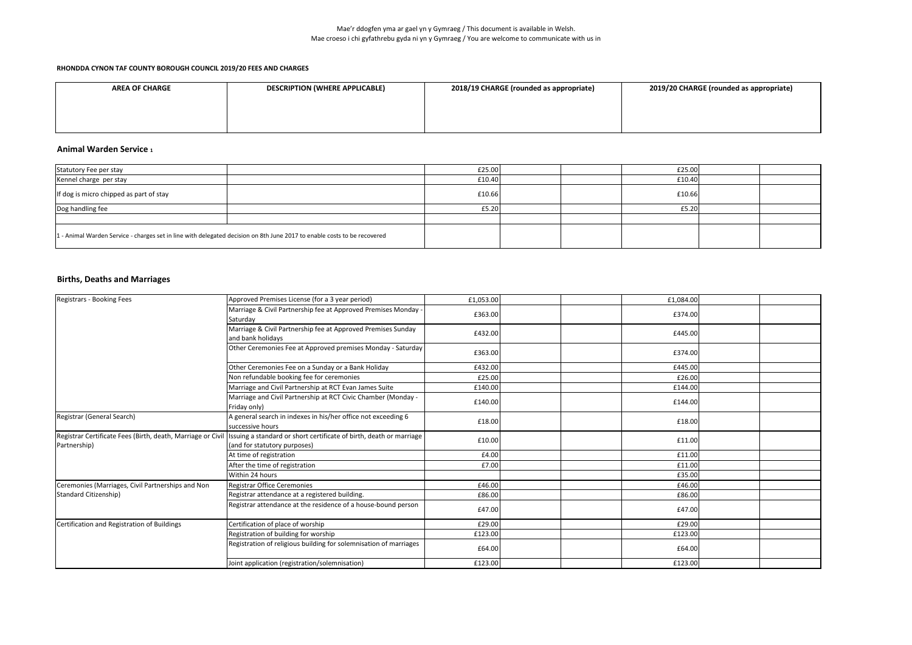Mae'r ddogfen yma ar gael yn y Gymraeg / This document is available in Welsh.
Mae croeso i chi gyfathrebu gyda ni yn y Gymraeg / You are welcome to communicate with us in

**RHONDDA CYNON TAF COUNTY BOROUGH COUNCIL 2019/20 FEES AND CHARGES**

| AREA OF CHARGE | DESCRIPTION (WHERE APPLICABLE) | 2018/19 CHARGE (rounded as appropriate) | 2019/20 CHARGE (rounded as appropriate) |
|---|---|---|---|

## Animal Warden Service [1]

| | | | |
|---|---|---|---|
| Statutory Fee per stay | | £25.00 | £25.00 |
| Kennel charge per stay | | £10.40 | £10.40 |
| If dog is micro chipped as part of stay | | £10.66 | £10.66 |
| Dog handling fee | | £5.20 | £5.20 |
| | | | |
| 1 - Animal Warden Service - charges set in line with delegated decision on 8th June 2017 to enable costs to be recovered | | | |

## Births, Deaths and Marriages

| | | | |
|---|---|---|---|
| Registrars - Booking Fees | Approved Premises License (for a 3 year period) | £1,053.00 | £1,084.00 |
| | Marriage & Civil Partnership fee at Approved Premises Monday - Saturday | £363.00 | £374.00 |
| | Marriage & Civil Partnership fee at Approved Premises Sunday and bank holidays | £432.00 | £445.00 |
| | Other Ceremonies Fee at Approved premises Monday - Saturday | £363.00 | £374.00 |
| | Other Ceremonies Fee on a Sunday or a Bank Holiday | £432.00 | £445.00 |
| | Non refundable booking fee for ceremonies | £25.00 | £26.00 |
| | Marriage and Civil Partnership at RCT Evan James Suite | £140.00 | £144.00 |
| | Marriage and Civil Partnership at RCT Civic Chamber (Monday - Friday only) | £140.00 | £144.00 |
| Registrar (General Search) | A general search in indexes in his/her office not exceeding 6 successive hours | £18.00 | £18.00 |
| Registrar Certificate Fees (Birth, death, Marriage or Civil Partnership) | Issuing a standard or short certificate of birth, death or marriage (and for statutory purposes) | £10.00 | £11.00 |
| | At time of registration | £4.00 | £11.00 |
| | After the time of registration | £7.00 | £11.00 |
| | Within 24 hours | | £35.00 |
| Ceremonies (Marriages, Civil Partnerships and Non Standard Citizenship) | Registrar Office Ceremonies | £46.00 | £46.00 |
| | Registrar attendance at a registered building. | £86.00 | £86.00 |
| | Registrar attendance at the residence of a house-bound person | £47.00 | £47.00 |
| Certification and Registration of Buildings | Certification of place of worship | £29.00 | £29.00 |
| | Registration of building for worship | £123.00 | £123.00 |
| | Registration of religious building for solemnisation of marriages | £64.00 | £64.00 |
| | Joint application (registration/solemnisation) | £123.00 | £123.00 |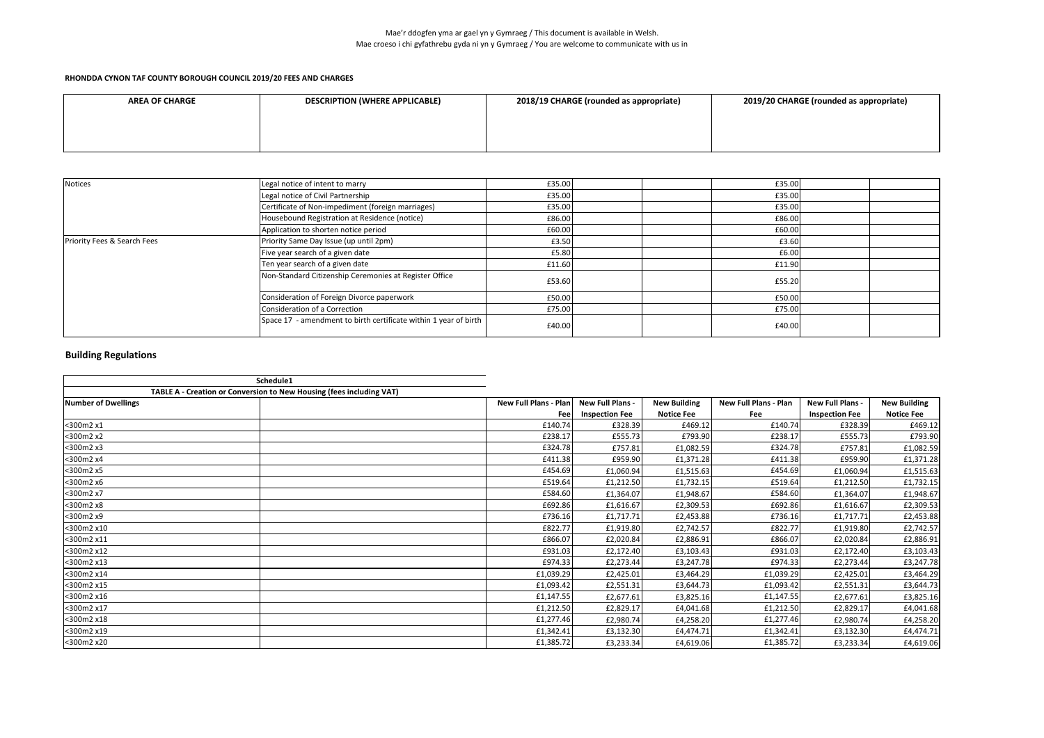Mae'r ddogfen yma ar gael yn y Gymraeg / This document is available in Welsh.
Mae croeso i chi gyfathrebu gyda ni yn y Gymraeg / You are welcome to communicate with us in

**RHONDDA CYNON TAF COUNTY BOROUGH COUNCIL 2019/20 FEES AND CHARGES**

| AREA OF CHARGE | DESCRIPTION (WHERE APPLICABLE) | 2018/19 CHARGE (rounded as appropriate) | | | 2019/20 CHARGE (rounded as appropriate) | | |
|---|---|---|---|---|---|---|---|
| Notices | Legal notice of intent to marry | £35.00 | | | £35.00 | | |
| | Legal notice of Civil Partnership | £35.00 | | | £35.00 | | |
| | Certificate of Non-impediment (foreign marriages) | £35.00 | | | £35.00 | | |
| | Housebound Registration at Residence (notice) | £86.00 | | | £86.00 | | |
| | Application to shorten notice period | £60.00 | | | £60.00 | | |
| Priority Fees & Search Fees | Priority Same Day Issue (up until 2pm) | £3.50 | | | £3.60 | | |
| | Five year search of a given date | £5.80 | | | £6.00 | | |
| | Ten year search of a given date | £11.60 | | | £11.90 | | |
| | Non-Standard Citizenship Ceremonies at Register Office | £53.60 | | | £55.20 | | |
| | Consideration of Foreign Divorce paperwork | £50.00 | | | £50.00 | | |
| | Consideration of a Correction | £75.00 | | | £75.00 | | |
| | Space 17 - amendment to birth certificate within 1 year of birth | £40.00 | | | £40.00 | | |

## Building Regulations

| Schedule1 | | | | | | | |
|---|---|---|---|---|---|---|---|
| TABLE A - Creation or Conversion to New Housing (fees including VAT) | | | | | | | |
| **Number of Dwellings** | | **New Full Plans - Plan Fee** | **New Full Plans - Inspection Fee** | **New Building Notice Fee** | **New Full Plans - Plan Fee** | **New Full Plans - Inspection Fee** | **New Building Notice Fee** |
| <300m2 x1 | | £140.74 | £328.39 | £469.12 | £140.74 | £328.39 | £469.12 |
| <300m2 x2 | | £238.17 | £555.73 | £793.90 | £238.17 | £555.73 | £793.90 |
| <300m2 x3 | | £324.78 | £757.81 | £1,082.59 | £324.78 | £757.81 | £1,082.59 |
| <300m2 x4 | | £411.38 | £959.90 | £1,371.28 | £411.38 | £959.90 | £1,371.28 |
| <300m2 x5 | | £454.69 | £1,060.94 | £1,515.63 | £454.69 | £1,060.94 | £1,515.63 |
| <300m2 x6 | | £519.64 | £1,212.50 | £1,732.15 | £519.64 | £1,212.50 | £1,732.15 |
| <300m2 x7 | | £584.60 | £1,364.07 | £1,948.67 | £584.60 | £1,364.07 | £1,948.67 |
| <300m2 x8 | | £692.86 | £1,616.67 | £2,309.53 | £692.86 | £1,616.67 | £2,309.53 |
| <300m2 x9 | | £736.16 | £1,717.71 | £2,453.88 | £736.16 | £1,717.71 | £2,453.88 |
| <300m2 x10 | | £822.77 | £1,919.80 | £2,742.57 | £822.77 | £1,919.80 | £2,742.57 |
| <300m2 x11 | | £866.07 | £2,020.84 | £2,886.91 | £866.07 | £2,020.84 | £2,886.91 |
| <300m2 x12 | | £931.03 | £2,172.40 | £3,103.43 | £931.03 | £2,172.40 | £3,103.43 |
| <300m2 x13 | | £974.33 | £2,273.44 | £3,247.78 | £974.33 | £2,273.44 | £3,247.78 |
| <300m2 x14 | | £1,039.29 | £2,425.01 | £3,464.29 | £1,039.29 | £2,425.01 | £3,464.29 |
| <300m2 x15 | | £1,093.42 | £2,551.31 | £3,644.73 | £1,093.42 | £2,551.31 | £3,644.73 |
| <300m2 x16 | | £1,147.55 | £2,677.61 | £3,825.16 | £1,147.55 | £2,677.61 | £3,825.16 |
| <300m2 x17 | | £1,212.50 | £2,829.17 | £4,041.68 | £1,212.50 | £2,829.17 | £4,041.68 |
| <300m2 x18 | | £1,277.46 | £2,980.74 | £4,258.20 | £1,277.46 | £2,980.74 | £4,258.20 |
| <300m2 x19 | | £1,342.41 | £3,132.30 | £4,474.71 | £1,342.41 | £3,132.30 | £4,474.71 |
| <300m2 x20 | | £1,385.72 | £3,233.34 | £4,619.06 | £1,385.72 | £3,233.34 | £4,619.06 |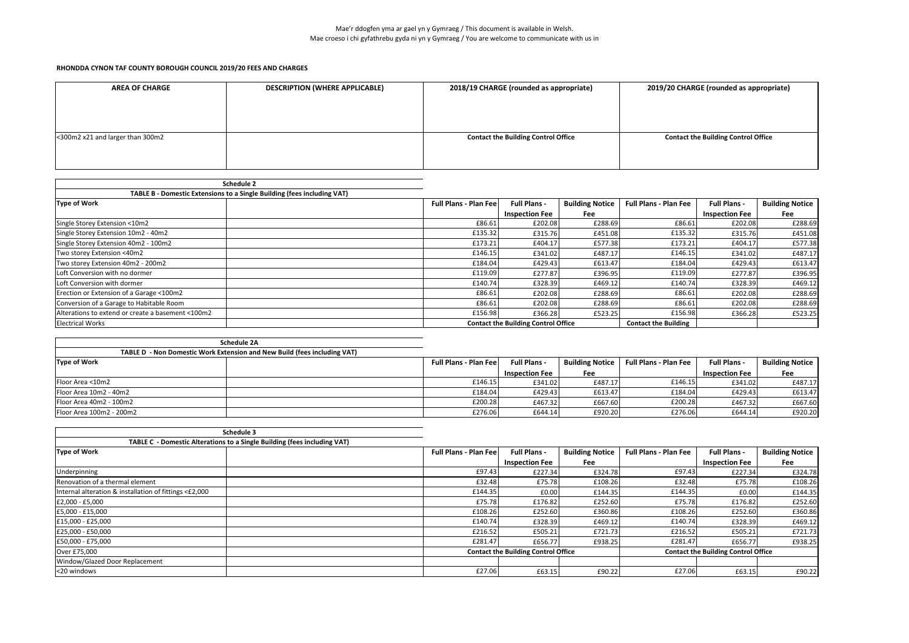Mae'r ddogfen yma ar gael yn y Gymraeg / This document is available in Welsh.
Mae croeso i chi gyfathrebu gyda ni yn y Gymraeg / You are welcome to communicate with us in

**RHONDDA CYNON TAF COUNTY BOROUGH COUNCIL 2019/20 FEES AND CHARGES**

| AREA OF CHARGE | DESCRIPTION (WHERE APPLICABLE) | 2018/19 CHARGE (rounded as appropriate) | 2019/20 CHARGE (rounded as appropriate) |
|---|---|---|---|
| <300m2 x21 and larger than 300m2 | | Contact the Building Control Office | Contact the Building Control Office |

| Schedule 2 | | | | | | | |
|---|---|---|---|---|---|---|---|
| TABLE B - Domestic Extensions to a Single Building (fees including VAT) | | | | | | | |
| Type of Work | | Full Plans - Plan Fee | Full Plans - Inspection Fee | Building Notice Fee | Full Plans - Plan Fee | Full Plans - Inspection Fee | Building Notice Fee |
| Single Storey Extension <10m2 | | £86.61 | £202.08 | £288.69 | £86.61 | £202.08 | £288.69 |
| Single Storey Extension 10m2 - 40m2 | | £135.32 | £315.76 | £451.08 | £135.32 | £315.76 | £451.08 |
| Single Storey Extension 40m2 - 100m2 | | £173.21 | £404.17 | £577.38 | £173.21 | £404.17 | £577.38 |
| Two storey Extension <40m2 | | £146.15 | £341.02 | £487.17 | £146.15 | £341.02 | £487.17 |
| Two storey Extension 40m2 - 200m2 | | £184.04 | £429.43 | £613.47 | £184.04 | £429.43 | £613.47 |
| Loft Conversion with no dormer | | £119.09 | £277.87 | £396.95 | £119.09 | £277.87 | £396.95 |
| Loft Conversion with dormer | | £140.74 | £328.39 | £469.12 | £140.74 | £328.39 | £469.12 |
| Erection or Extension of a Garage <100m2 | | £86.61 | £202.08 | £288.69 | £86.61 | £202.08 | £288.69 |
| Conversion of a Garage to Habitable Room | | £86.61 | £202.08 | £288.69 | £86.61 | £202.08 | £288.69 |
| Alterations to extend or create a basement <100m2 | | £156.98 | £366.28 | £523.25 | £156.98 | £366.28 | £523.25 |
| Electrical Works | | Contact the Building Control Office | | | Contact the Building | | |

| Schedule 2A | | | | | | | |
|---|---|---|---|---|---|---|---|
| TABLE D - Non Domestic Work Extension and New Build (fees including VAT) | | | | | | | |
| Type of Work | | Full Plans - Plan Fee | Full Plans - Inspection Fee | Building Notice Fee | Full Plans - Plan Fee | Full Plans - Inspection Fee | Building Notice Fee |
| Floor Area <10m2 | | £146.15 | £341.02 | £487.17 | £146.15 | £341.02 | £487.17 |
| Floor Area 10m2 - 40m2 | | £184.04 | £429.43 | £613.47 | £184.04 | £429.43 | £613.47 |
| Floor Area 40m2 - 100m2 | | £200.28 | £467.32 | £667.60 | £200.28 | £467.32 | £667.60 |
| Floor Area 100m2 - 200m2 | | £276.06 | £644.14 | £920.20 | £276.06 | £644.14 | £920.20 |

| Schedule 3 | | | | | | | |
|---|---|---|---|---|---|---|---|
| TABLE C - Domestic Alterations to a Single Building (fees including VAT) | | | | | | | |
| Type of Work | | Full Plans - Plan Fee | Full Plans - Inspection Fee | Building Notice Fee | Full Plans - Plan Fee | Full Plans - Inspection Fee | Building Notice Fee |
| Underpinning | | £97.43 | £227.34 | £324.78 | £97.43 | £227.34 | £324.78 |
| Renovation of a thermal element | | £32.48 | £75.78 | £108.26 | £32.48 | £75.78 | £108.26 |
| Internal alteration & installation of fittings <£2,000 | | £144.35 | £0.00 | £144.35 | £144.35 | £0.00 | £144.35 |
| £2,000 - £5,000 | | £75.78 | £176.82 | £252.60 | £75.78 | £176.82 | £252.60 |
| £5,000 - £15,000 | | £108.26 | £252.60 | £360.86 | £108.26 | £252.60 | £360.86 |
| £15,000 - £25,000 | | £140.74 | £328.39 | £469.12 | £140.74 | £328.39 | £469.12 |
| £25,000 - £50,000 | | £216.52 | £505.21 | £721.73 | £216.52 | £505.21 | £721.73 |
| £50,000 - £75,000 | | £281.47 | £656.77 | £938.25 | £281.47 | £656.77 | £938.25 |
| Over £75,000 | | Contact the Building Control Office | | | Contact the Building Control Office | | |
| Window/Glazed Door Replacement | | | | | | | |
| <20 windows | | £27.06 | £63.15 | £90.22 | £27.06 | £63.15 | £90.22 |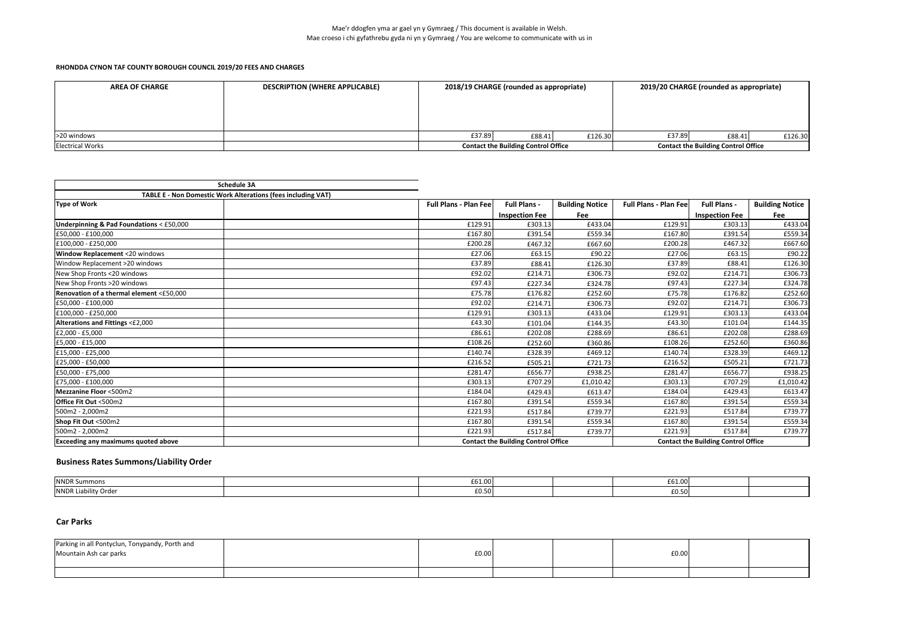Mae'r ddogfen yma ar gael yn y Gymraeg / This document is available in Welsh.
Mae croeso i chi gyfathrebu gyda ni yn y Gymraeg / You are welcome to communicate with us in

**RHONDDA CYNON TAF COUNTY BOROUGH COUNCIL 2019/20 FEES AND CHARGES**

| AREA OF CHARGE | DESCRIPTION (WHERE APPLICABLE) | 2018/19 CHARGE (rounded as appropriate) | | | 2019/20 CHARGE (rounded as appropriate) | | |
|---|---|---|---|---|---|---|---|
| >20 windows | | £37.89 | £88.41 | £126.30 | £37.89 | £88.41 | £126.30 |
| Electrical Works | | Contact the Building Control Office | | | Contact the Building Control Office | | |

| Schedule 3A | | | | | | | |
|---|---|---|---|---|---|---|---|
| TABLE E - Non Domestic Work Alterations (fees including VAT) | | | | | | | |
| **Type of Work** | | **Full Plans - Plan Fee** | **Full Plans - Inspection Fee** | **Building Notice Fee** | **Full Plans - Plan Fee** | **Full Plans - Inspection Fee** | **Building Notice Fee** |
| **Underpinning & Pad Foundations** < £50,000 | | £129.91 | £303.13 | £433.04 | £129.91 | £303.13 | £433.04 |
| £50,000 - £100,000 | | £167.80 | £391.54 | £559.34 | £167.80 | £391.54 | £559.34 |
| £100,000 - £250,000 | | £200.28 | £467.32 | £667.60 | £200.28 | £467.32 | £667.60 |
| **Window Replacement** <20 windows | | £27.06 | £63.15 | £90.22 | £27.06 | £63.15 | £90.22 |
| Window Replacement >20 windows | | £37.89 | £88.41 | £126.30 | £37.89 | £88.41 | £126.30 |
| New Shop Fronts <20 windows | | £92.02 | £214.71 | £306.73 | £92.02 | £214.71 | £306.73 |
| New Shop Fronts >20 windows | | £97.43 | £227.34 | £324.78 | £97.43 | £227.34 | £324.78 |
| **Renovation of a thermal element** <£50,000 | | £75.78 | £176.82 | £252.60 | £75.78 | £176.82 | £252.60 |
| £50,000 - £100,000 | | £92.02 | £214.71 | £306.73 | £92.02 | £214.71 | £306.73 |
| £100,000 - £250,000 | | £129.91 | £303.13 | £433.04 | £129.91 | £303.13 | £433.04 |
| **Alterations and Fittings** <£2,000 | | £43.30 | £101.04 | £144.35 | £43.30 | £101.04 | £144.35 |
| £2,000 - £5,000 | | £86.61 | £202.08 | £288.69 | £86.61 | £202.08 | £288.69 |
| £5,000 - £15,000 | | £108.26 | £252.60 | £360.86 | £108.26 | £252.60 | £360.86 |
| £15,000 - £25,000 | | £140.74 | £328.39 | £469.12 | £140.74 | £328.39 | £469.12 |
| £25,000 - £50,000 | | £216.52 | £505.21 | £721.73 | £216.52 | £505.21 | £721.73 |
| £50,000 - £75,000 | | £281.47 | £656.77 | £938.25 | £281.47 | £656.77 | £938.25 |
| £75,000 - £100,000 | | £303.13 | £707.29 | £1,010.42 | £303.13 | £707.29 | £1,010.42 |
| **Mezzanine Floor** <500m2 | | £184.04 | £429.43 | £613.47 | £184.04 | £429.43 | £613.47 |
| **Office Fit Out** <500m2 | | £167.80 | £391.54 | £559.34 | £167.80 | £391.54 | £559.34 |
| 500m2 - 2,000m2 | | £221.93 | £517.84 | £739.77 | £221.93 | £517.84 | £739.77 |
| **Shop Fit Out** <500m2 | | £167.80 | £391.54 | £559.34 | £167.80 | £391.54 | £559.34 |
| 500m2 - 2,000m2 | | £221.93 | £517.84 | £739.77 | £221.93 | £517.84 | £739.77 |
| **Exceeding any maximums quoted above** | | Contact the Building Control Office | | | Contact the Building Control Office | | |

## Business Rates Summons/Liability Order

| | | | | | | | |
|---|---|---|---|---|---|---|---|
| NNDR Summons | | £61.00 | | | £61.00 | | |
| NNDR Liability Order | | £0.50 | | | £0.50 | | |

## Car Parks

| | | | | | | | |
|---|---|---|---|---|---|---|---|
| Parking in all Pontyclun, Tonypandy, Porth and Mountain Ash car parks | | £0.00 | | | £0.00 | | |
| | | | | | | | |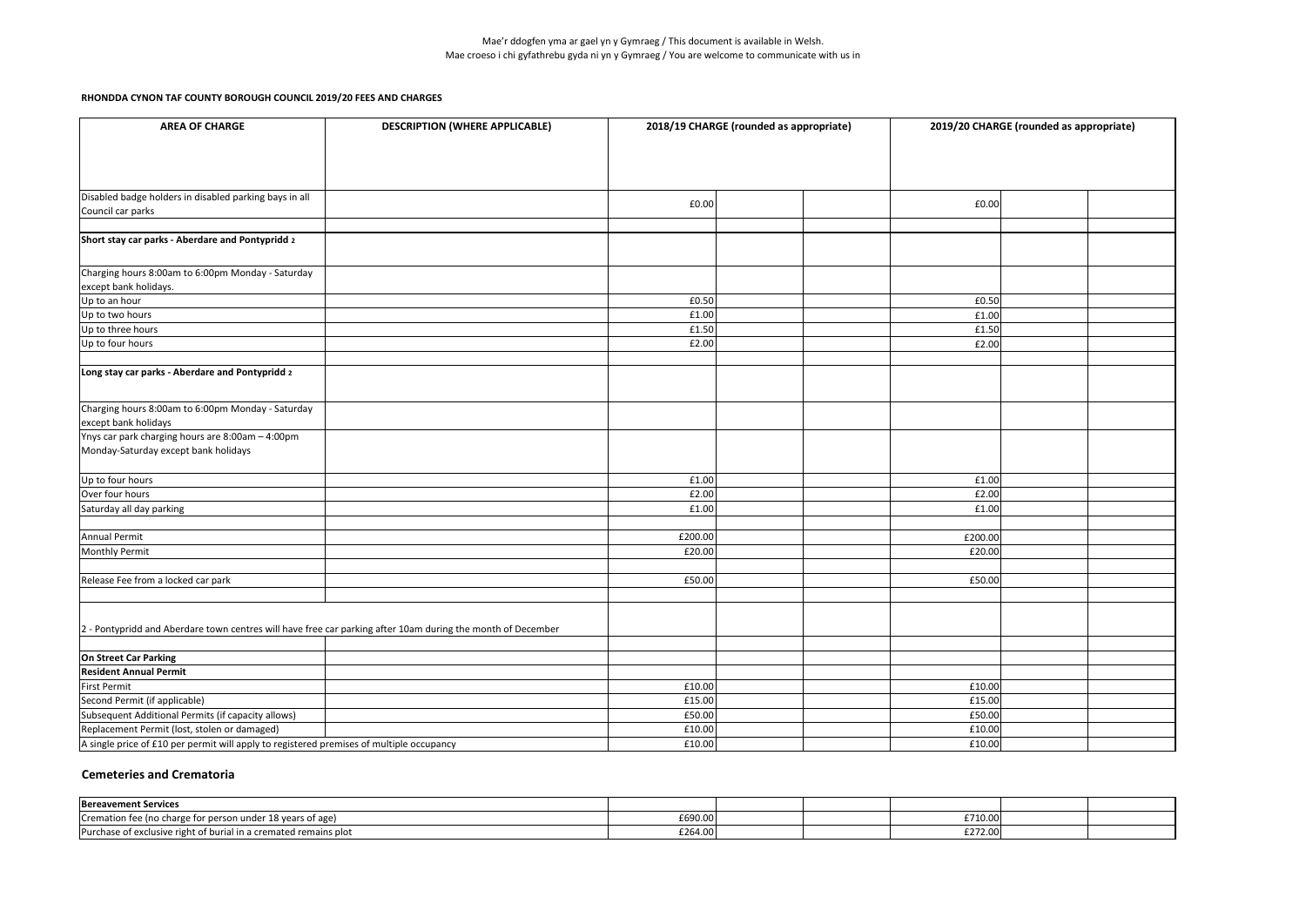Mae'r ddogfen yma ar gael yn y Gymraeg / This document is available in Welsh.
Mae croeso i chi gyfathrebu gyda ni yn y Gymraeg / You are welcome to communicate with us in

**RHONDDA CYNON TAF COUNTY BOROUGH COUNCIL 2019/20 FEES AND CHARGES**

| AREA OF CHARGE | DESCRIPTION (WHERE APPLICABLE) | 2018/19 CHARGE (rounded as appropriate) | | | 2019/20 CHARGE (rounded as appropriate) | | |
|---|---|---|---|---|---|---|---|
| Disabled badge holders in disabled parking bays in all Council car parks | | £0.00 | | | £0.00 | | |
| | | | | | | | |
| **Short stay car parks - Aberdare and Pontypridd 2** | | | | | | | |
| Charging hours 8:00am to 6:00pm Monday - Saturday except bank holidays. | | | | | | | |
| Up to an hour | | £0.50 | | | £0.50 | | |
| Up to two hours | | £1.00 | | | £1.00 | | |
| Up to three hours | | £1.50 | | | £1.50 | | |
| Up to four hours | | £2.00 | | | £2.00 | | |
| | | | | | | | |
| **Long stay car parks - Aberdare and Pontypridd 2** | | | | | | | |
| Charging hours 8:00am to 6:00pm Monday - Saturday except bank holidays | | | | | | | |
| Ynys car park charging hours are 8:00am – 4:00pm Monday-Saturday except bank holidays | | | | | | | |
| Up to four hours | | £1.00 | | | £1.00 | | |
| Over four hours | | £2.00 | | | £2.00 | | |
| Saturday all day parking | | £1.00 | | | £1.00 | | |
| | | | | | | | |
| Annual Permit | | £200.00 | | | £200.00 | | |
| Monthly Permit | | £20.00 | | | £20.00 | | |
| | | | | | | | |
| Release Fee from a locked car park | | £50.00 | | | £50.00 | | |
| | | | | | | | |
| 2 - Pontypridd and Aberdare town centres will have free car parking after 10am during the month of December | | | | | | | |
| | | | | | | | |
| **On Street Car Parking** | | | | | | | |
| **Resident Annual Permit** | | | | | | | |
| First Permit | | £10.00 | | | £10.00 | | |
| Second Permit (if applicable) | | £15.00 | | | £15.00 | | |
| Subsequent Additional Permits (if capacity allows) | | £50.00 | | | £50.00 | | |
| Replacement Permit (lost, stolen or damaged) | | £10.00 | | | £10.00 | | |
| A single price of £10 per permit will apply to registered premises of multiple occupancy | | £10.00 | | | £10.00 | | |

## Cemeteries and Crematoria

| Bereavement Services | | | | | | |
|---|---|---|---|---|---|---|
| Cremation fee (no charge for person under 18 years of age) | £690.00 | | | £710.00 | | |
| Purchase of exclusive right of burial in a cremated remains plot | £264.00 | | | £272.00 | | |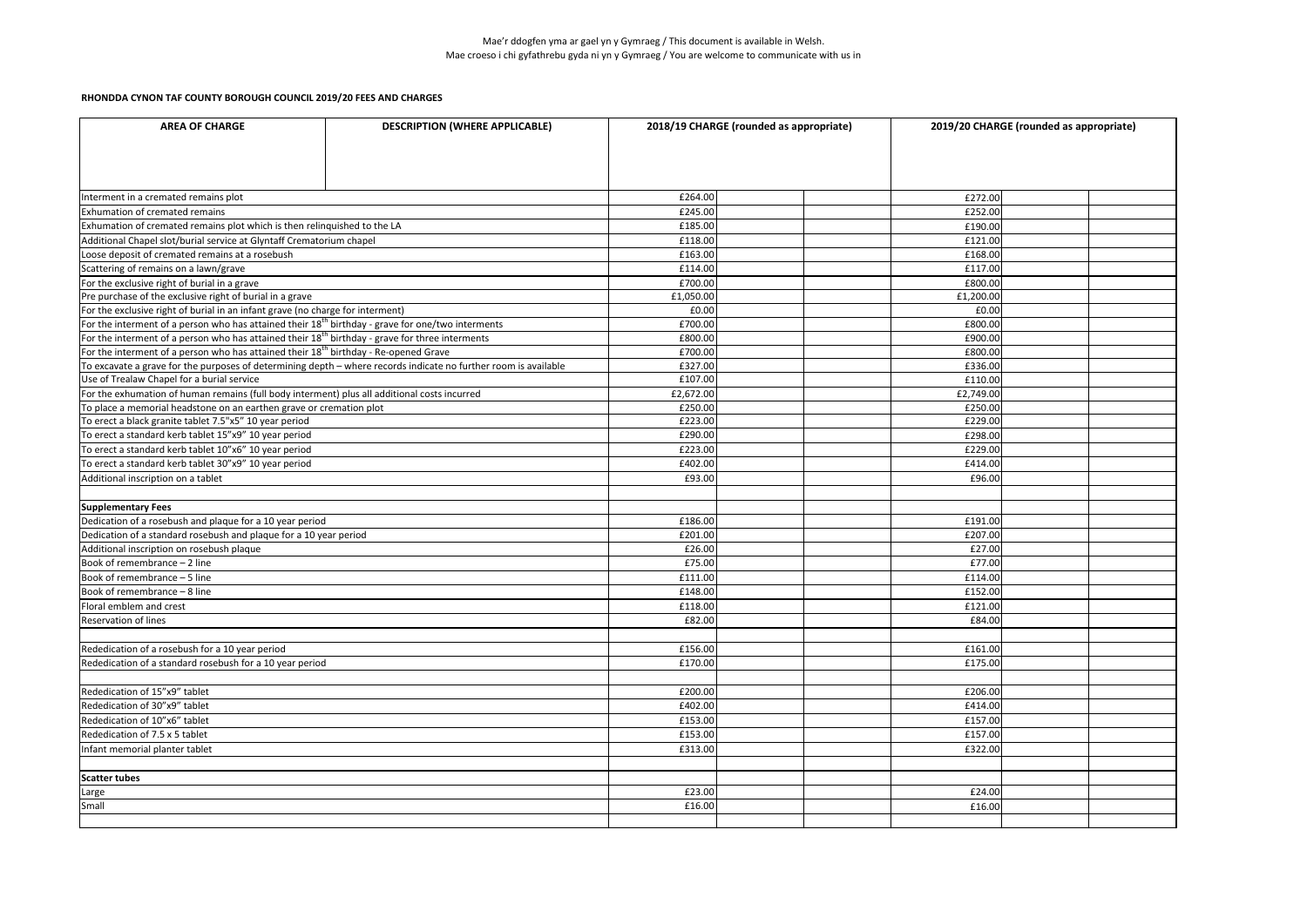Mae'r ddogfen yma ar gael yn y Gymraeg / This document is available in Welsh.
Mae croeso i chi gyfathrebu gyda ni yn y Gymraeg / You are welcome to communicate with us in

**RHONDDA CYNON TAF COUNTY BOROUGH COUNCIL 2019/20 FEES AND CHARGES**

| AREA OF CHARGE | DESCRIPTION (WHERE APPLICABLE) | 2018/19 CHARGE (rounded as appropriate) | | | 2019/20 CHARGE (rounded as appropriate) | | |
|---|---|---|---|---|---|---|---|
| Interment in a cremated remains plot | | £264.00 | | | £272.00 | | |
| Exhumation of cremated remains | | £245.00 | | | £252.00 | | |
| Exhumation of cremated remains plot which is then relinquished to the LA | | £185.00 | | | £190.00 | | |
| Additional Chapel slot/burial service at Glyntaff Crematorium chapel | | £118.00 | | | £121.00 | | |
| Loose deposit of cremated remains at a rosebush | | £163.00 | | | £168.00 | | |
| Scattering of remains on a lawn/grave | | £114.00 | | | £117.00 | | |
| For the exclusive right of burial in a grave | | £700.00 | | | £800.00 | | |
| Pre purchase of the exclusive right of burial in a grave | | £1,050.00 | | | £1,200.00 | | |
| For the exclusive right of burial in an infant grave (no charge for interment) | | £0.00 | | | £0.00 | | |
| For the interment of a person who has attained their 18th birthday - grave for one/two interments | | £700.00 | | | £800.00 | | |
| For the interment of a person who has attained their 18th birthday - grave for three interments | | £800.00 | | | £900.00 | | |
| For the interment of a person who has attained their 18th birthday - Re-opened Grave | | £700.00 | | | £800.00 | | |
| To excavate a grave for the purposes of determining depth – where records indicate no further room is available | | £327.00 | | | £336.00 | | |
| Use of Trealaw Chapel for a burial service | | £107.00 | | | £110.00 | | |
| For the exhumation of human remains (full body interment) plus all additional costs incurred | | £2,672.00 | | | £2,749.00 | | |
| To place a memorial headstone on an earthen grave or cremation plot | | £250.00 | | | £250.00 | | |
| To erect a black granite tablet 7.5"x5" 10 year period | | £223.00 | | | £229.00 | | |
| To erect a standard kerb tablet 15"x9" 10 year period | | £290.00 | | | £298.00 | | |
| To erect a standard kerb tablet 10"x6" 10 year period | | £223.00 | | | £229.00 | | |
| To erect a standard kerb tablet 30"x9" 10 year period | | £402.00 | | | £414.00 | | |
| Additional inscription on a tablet | | £93.00 | | | £96.00 | | |
| | | | | | | | |
| **Supplementary Fees** | | | | | | | |
| Dedication of a rosebush and plaque for a 10 year period | | £186.00 | | | £191.00 | | |
| Dedication of a standard rosebush and plaque for a 10 year period | | £201.00 | | | £207.00 | | |
| Additional inscription on rosebush plaque | | £26.00 | | | £27.00 | | |
| Book of remembrance – 2 line | | £75.00 | | | £77.00 | | |
| Book of remembrance – 5 line | | £111.00 | | | £114.00 | | |
| Book of remembrance – 8 line | | £148.00 | | | £152.00 | | |
| Floral emblem and crest | | £118.00 | | | £121.00 | | |
| Reservation of lines | | £82.00 | | | £84.00 | | |
| | | | | | | | |
| Rededication of a rosebush for a 10 year period | | £156.00 | | | £161.00 | | |
| Rededication of a standard rosebush for a 10 year period | | £170.00 | | | £175.00 | | |
| | | | | | | | |
| Rededication of 15"x9" tablet | | £200.00 | | | £206.00 | | |
| Rededication of 30"x9" tablet | | £402.00 | | | £414.00 | | |
| Rededication of 10"x6" tablet | | £153.00 | | | £157.00 | | |
| Rededication of 7.5 x 5 tablet | | £153.00 | | | £157.00 | | |
| Infant memorial planter tablet | | £313.00 | | | £322.00 | | |
| | | | | | | | |
| **Scatter tubes** | | | | | | | |
| Large | | £23.00 | | | £24.00 | | |
| Small | | £16.00 | | | £16.00 | | |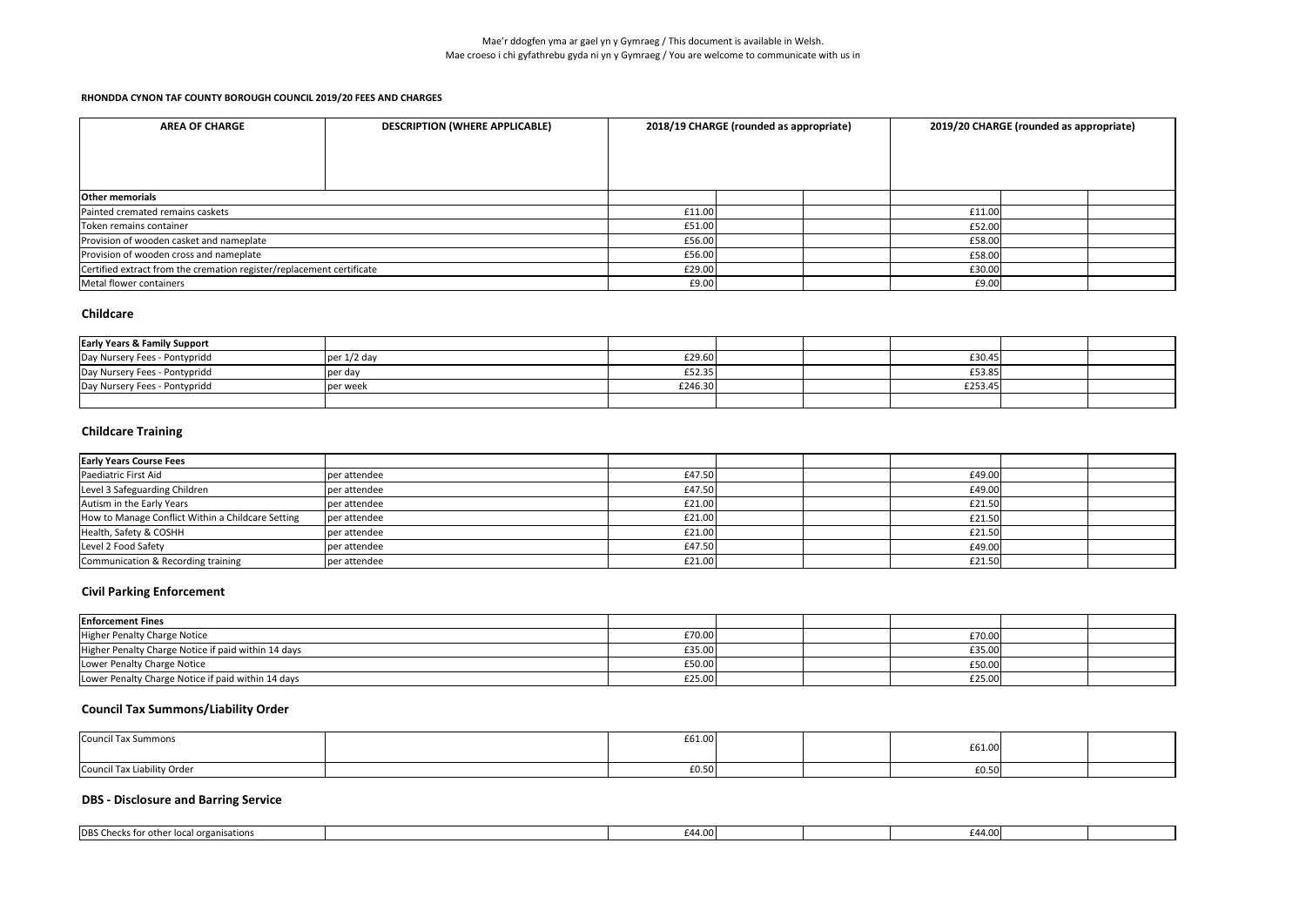Mae'r ddogfen yma ar gael yn y Gymraeg / This document is available in Welsh.
Mae croeso i chi gyfathrebu gyda ni yn y Gymraeg / You are welcome to communicate with us in

**RHONDDA CYNON TAF COUNTY BOROUGH COUNCIL 2019/20 FEES AND CHARGES**

| AREA OF CHARGE | DESCRIPTION (WHERE APPLICABLE) | 2018/19 CHARGE (rounded as appropriate) | | | 2019/20 CHARGE (rounded as appropriate) | | |
|---|---|---|---|---|---|---|---|
| **Other memorials** | | | | | | | |
| Painted cremated remains caskets | | £11.00 | | | £11.00 | | |
| Token remains container | | £51.00 | | | £52.00 | | |
| Provision of wooden casket and nameplate | | £56.00 | | | £58.00 | | |
| Provision of wooden cross and nameplate | | £56.00 | | | £58.00 | | |
| Certified extract from the cremation register/replacement certificate | | £29.00 | | | £30.00 | | |
| Metal flower containers | | £9.00 | | | £9.00 | | |

## Childcare

| **Early Years & Family Support** | | | | | | | |
|---|---|---|---|---|---|---|---|
| Day Nursery Fees - Pontypridd | per 1/2 day | £29.60 | | | £30.45 | | |
| Day Nursery Fees - Pontypridd | per day | £52.35 | | | £53.85 | | |
| Day Nursery Fees - Pontypridd | per week | £246.30 | | | £253.45 | | |
| | | | | | | | |

## Childcare Training

| **Early Years Course Fees** | | | | | | | |
|---|---|---|---|---|---|---|---|
| Paediatric First Aid | per attendee | £47.50 | | | £49.00 | | |
| Level 3 Safeguarding Children | per attendee | £47.50 | | | £49.00 | | |
| Autism in the Early Years | per attendee | £21.00 | | | £21.50 | | |
| How to Manage Conflict Within a Childcare Setting | per attendee | £21.00 | | | £21.50 | | |
| Health, Safety & COSHH | per attendee | £21.00 | | | £21.50 | | |
| Level 2 Food Safety | per attendee | £47.50 | | | £49.00 | | |
| Communication & Recording training | per attendee | £21.00 | | | £21.50 | | |

## Civil Parking Enforcement

| **Enforcement Fines** | | | | | | | |
|---|---|---|---|---|---|---|---|
| Higher Penalty Charge Notice | | £70.00 | | | £70.00 | | |
| Higher Penalty Charge Notice if paid within 14 days | | £35.00 | | | £35.00 | | |
| Lower Penalty Charge Notice | | £50.00 | | | £50.00 | | |
| Lower Penalty Charge Notice if paid within 14 days | | £25.00 | | | £25.00 | | |

## Council Tax Summons/Liability Order

| | | | | | | | |
|---|---|---|---|---|---|---|---|
| Council Tax Summons | | £61.00 | | | £61.00 | | |
| Council Tax Liability Order | | £0.50 | | | £0.50 | | |

## DBS - Disclosure and Barring Service

| | | | | | | | |
|---|---|---|---|---|---|---|---|
| DBS Checks for other local organisations | | £44.00 | | | £44.00 | | |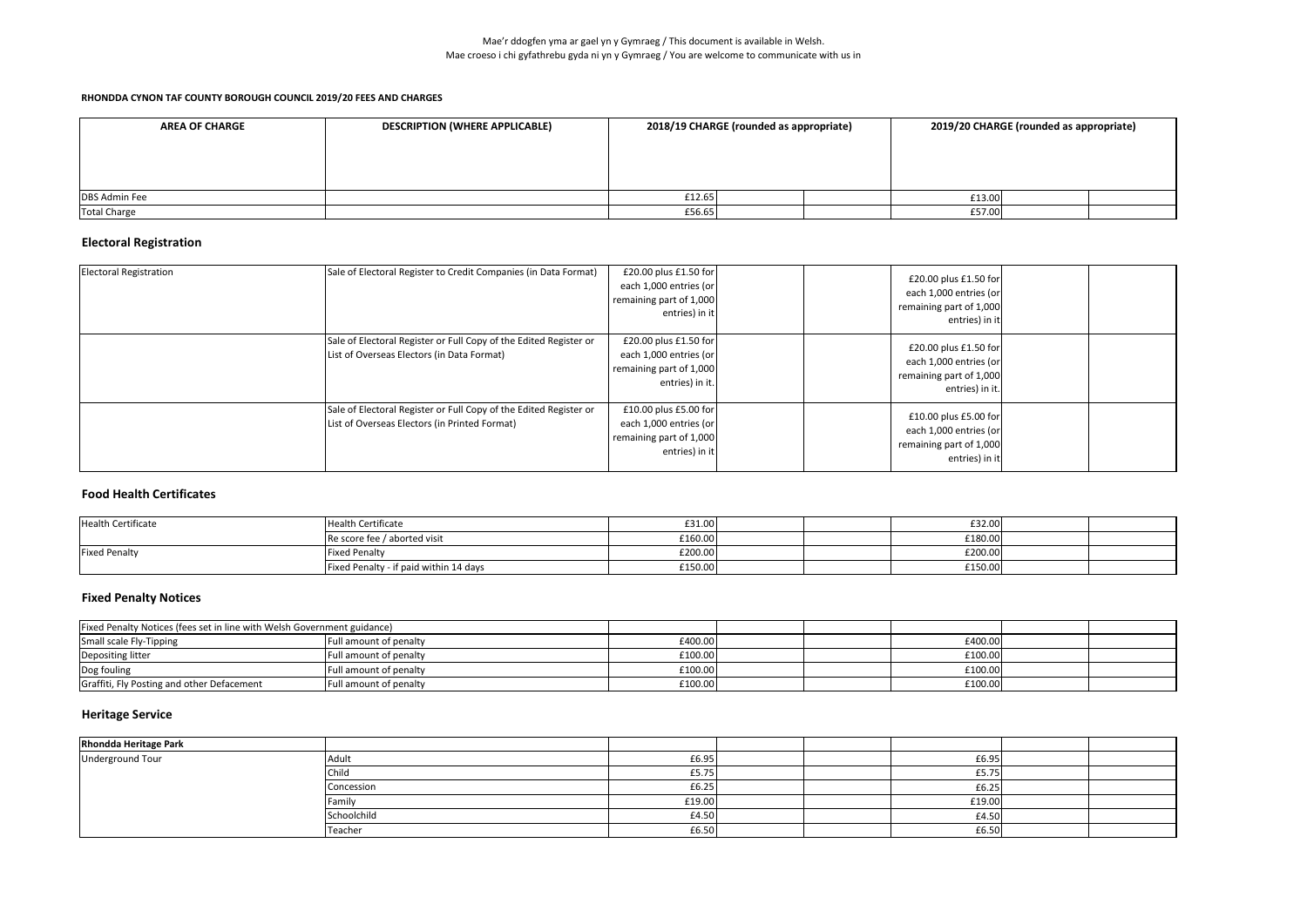Mae'r ddogfen yma ar gael yn y Gymraeg / This document is available in Welsh.
Mae croeso i chi gyfathrebu gyda ni yn y Gymraeg / You are welcome to communicate with us in

**RHONDDA CYNON TAF COUNTY BOROUGH COUNCIL 2019/20 FEES AND CHARGES**

| AREA OF CHARGE | DESCRIPTION (WHERE APPLICABLE) | 2018/19 CHARGE (rounded as appropriate) | | | 2019/20 CHARGE (rounded as appropriate) | | |
|---|---|---|---|---|---|---|---|
| DBS Admin Fee | | £12.65 | | | £13.00 | | |
| Total Charge | | £56.65 | | | £57.00 | | |

## Electoral Registration

| | | | | | | | |
|---|---|---|---|---|---|---|---|
| Electoral Registration | Sale of Electoral Register to Credit Companies (in Data Format) | £20.00 plus £1.50 for each 1,000 entries (or remaining part of 1,000 entries) in it | | | £20.00 plus £1.50 for each 1,000 entries (or remaining part of 1,000 entries) in it | | |
| | Sale of Electoral Register or Full Copy of the Edited Register or List of Overseas Electors (in Data Format) | £20.00 plus £1.50 for each 1,000 entries (or remaining part of 1,000 entries) in it. | | | £20.00 plus £1.50 for each 1,000 entries (or remaining part of 1,000 entries) in it. | | |
| | Sale of Electoral Register or Full Copy of the Edited Register or List of Overseas Electors (in Printed Format) | £10.00 plus £5.00 for each 1,000 entries (or remaining part of 1,000 entries) in it | | | £10.00 plus £5.00 for each 1,000 entries (or remaining part of 1,000 entries) in it | | |

## Food Health Certificates

| | | | | | | | |
|---|---|---|---|---|---|---|---|
| Health Certificate | Health Certificate | £31.00 | | | £32.00 | | |
| | Re score fee / aborted visit | £160.00 | | | £180.00 | | |
| Fixed Penalty | Fixed Penalty | £200.00 | | | £200.00 | | |
| | Fixed Penalty - if paid within 14 days | £150.00 | | | £150.00 | | |

## Fixed Penalty Notices

| | | | | | | | |
|---|---|---|---|---|---|---|---|
| Fixed Penalty Notices (fees set in line with Welsh Government guidance) | | | | | | | |
| Small scale Fly-Tipping | Full amount of penalty | £400.00 | | | £400.00 | | |
| Depositing litter | Full amount of penalty | £100.00 | | | £100.00 | | |
| Dog fouling | Full amount of penalty | £100.00 | | | £100.00 | | |
| Graffiti, Fly Posting and other Defacement | Full amount of penalty | £100.00 | | | £100.00 | | |

## Heritage Service

| | | | | | | | |
|---|---|---|---|---|---|---|---|
| **Rhondda Heritage Park** | | | | | | | |
| Underground Tour | Adult | £6.95 | | | £6.95 | | |
| | Child | £5.75 | | | £5.75 | | |
| | Concession | £6.25 | | | £6.25 | | |
| | Family | £19.00 | | | £19.00 | | |
| | Schoolchild | £4.50 | | | £4.50 | | |
| | Teacher | £6.50 | | | £6.50 | | |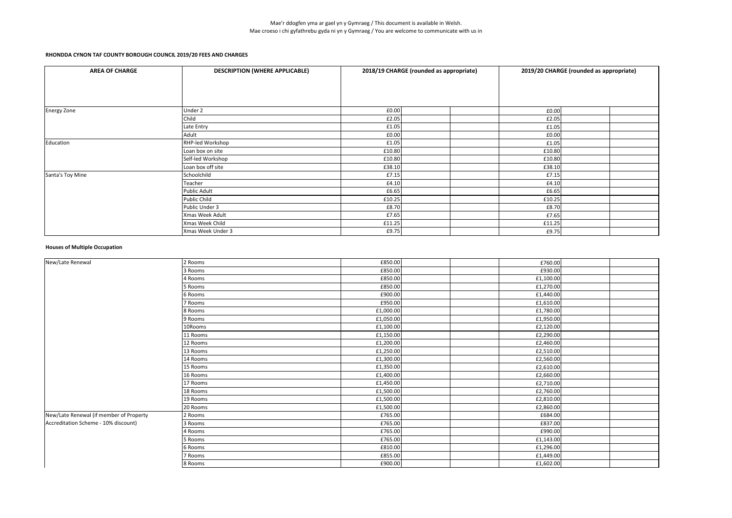Mae'r ddogfen yma ar gael yn y Gymraeg / This document is available in Welsh.
Mae croeso i chi gyfathrebu gyda ni yn y Gymraeg / You are welcome to communicate with us in

**RHONDDA CYNON TAF COUNTY BOROUGH COUNCIL 2019/20 FEES AND CHARGES**

| AREA OF CHARGE | DESCRIPTION (WHERE APPLICABLE) | 2018/19 CHARGE (rounded as appropriate) | | | 2019/20 CHARGE (rounded as appropriate) | | |
|---|---|---|---|---|---|---|---|
| Energy Zone | Under 2 | £0.00 | | | £0.00 | | |
| | Child | £2.05 | | | £2.05 | | |
| | Late Entry | £1.05 | | | £1.05 | | |
| | Adult | £0.00 | | | £0.00 | | |
| Education | RHP-led Workshop | £1.05 | | | £1.05 | | |
| | Loan box on site | £10.80 | | | £10.80 | | |
| | Self-led Workshop | £10.80 | | | £10.80 | | |
| | Loan box off site | £38.10 | | | £38.10 | | |
| Santa's Toy Mine | Schoolchild | £7.15 | | | £7.15 | | |
| | Teacher | £4.10 | | | £4.10 | | |
| | Public Adult | £6.65 | | | £6.65 | | |
| | Public Child | £10.25 | | | £10.25 | | |
| | Public Under 3 | £8.70 | | | £8.70 | | |
| | Xmas Week Adult | £7.65 | | | £7.65 | | |
| | Xmas Week Child | £11.25 | | | £11.25 | | |
| | Xmas Week Under 3 | £9.75 | | | £9.75 | | |

**Houses of Multiple Occupation**

| | | | | | | | |
|---|---|---|---|---|---|---|---|
| New/Late Renewal | 2 Rooms | £850.00 | | | £760.00 | | |
| | 3 Rooms | £850.00 | | | £930.00 | | |
| | 4 Rooms | £850.00 | | | £1,100.00 | | |
| | 5 Rooms | £850.00 | | | £1,270.00 | | |
| | 6 Rooms | £900.00 | | | £1,440.00 | | |
| | 7 Rooms | £950.00 | | | £1,610.00 | | |
| | 8 Rooms | £1,000.00 | | | £1,780.00 | | |
| | 9 Rooms | £1,050.00 | | | £1,950.00 | | |
| | 10Rooms | £1,100.00 | | | £2,120.00 | | |
| | 11 Rooms | £1,150.00 | | | £2,290.00 | | |
| | 12 Rooms | £1,200.00 | | | £2,460.00 | | |
| | 13 Rooms | £1,250.00 | | | £2,510.00 | | |
| | 14 Rooms | £1,300.00 | | | £2,560.00 | | |
| | 15 Rooms | £1,350.00 | | | £2,610.00 | | |
| | 16 Rooms | £1,400.00 | | | £2,660.00 | | |
| | 17 Rooms | £1,450.00 | | | £2,710.00 | | |
| | 18 Rooms | £1,500.00 | | | £2,760.00 | | |
| | 19 Rooms | £1,500.00 | | | £2,810.00 | | |
| | 20 Rooms | £1,500.00 | | | £2,860.00 | | |
| New/Late Renewal (if member of Property Accreditation Scheme - 10% discount) | 2 Rooms | £765.00 | | | £684.00 | | |
| | 3 Rooms | £765.00 | | | £837.00 | | |
| | 4 Rooms | £765.00 | | | £990.00 | | |
| | 5 Rooms | £765.00 | | | £1,143.00 | | |
| | 6 Rooms | £810.00 | | | £1,296.00 | | |
| | 7 Rooms | £855.00 | | | £1,449.00 | | |
| | 8 Rooms | £900.00 | | | £1,602.00 | | |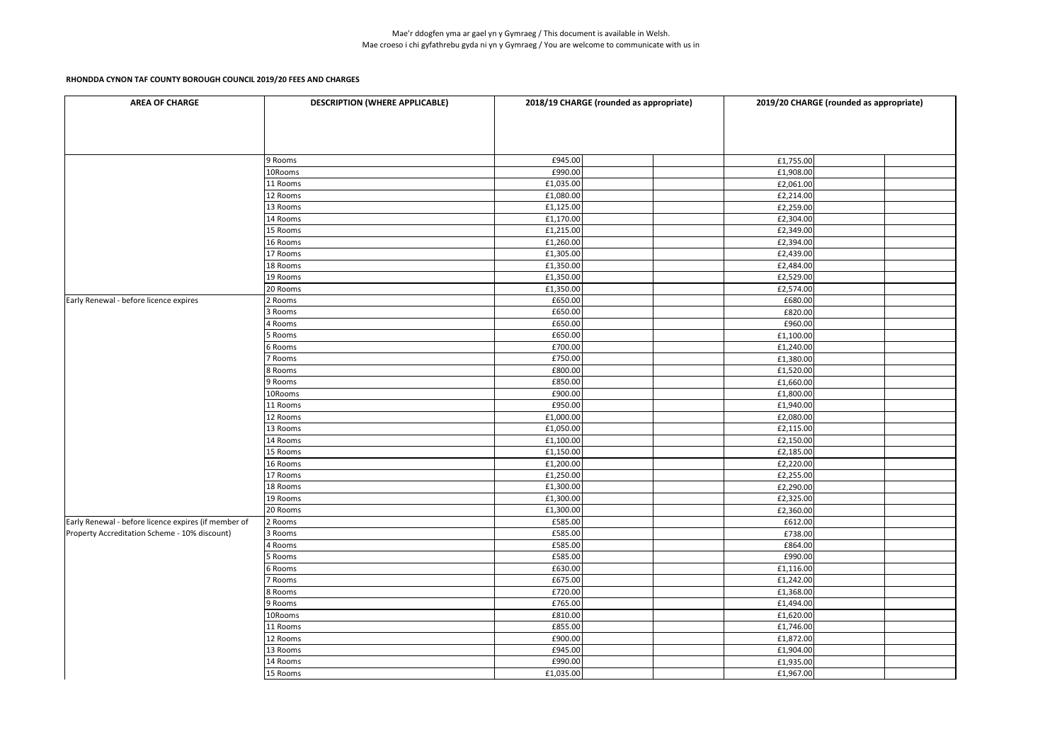Mae'r ddogfen yma ar gael yn y Gymraeg / This document is available in Welsh.
Mae croeso i chi gyfathrebu gyda ni yn y Gymraeg / You are welcome to communicate with us in

**RHONDDA CYNON TAF COUNTY BOROUGH COUNCIL 2019/20 FEES AND CHARGES**

| AREA OF CHARGE | DESCRIPTION (WHERE APPLICABLE) | 2018/19 CHARGE (rounded as appropriate) | | | 2019/20 CHARGE (rounded as appropriate) | | |
|---|---|---|---|---|---|---|---|
| | 9 Rooms | £945.00 | | | £1,755.00 | | |
| | 10Rooms | £990.00 | | | £1,908.00 | | |
| | 11 Rooms | £1,035.00 | | | £2,061.00 | | |
| | 12 Rooms | £1,080.00 | | | £2,214.00 | | |
| | 13 Rooms | £1,125.00 | | | £2,259.00 | | |
| | 14 Rooms | £1,170.00 | | | £2,304.00 | | |
| | 15 Rooms | £1,215.00 | | | £2,349.00 | | |
| | 16 Rooms | £1,260.00 | | | £2,394.00 | | |
| | 17 Rooms | £1,305.00 | | | £2,439.00 | | |
| | 18 Rooms | £1,350.00 | | | £2,484.00 | | |
| | 19 Rooms | £1,350.00 | | | £2,529.00 | | |
| | 20 Rooms | £1,350.00 | | | £2,574.00 | | |
| Early Renewal - before licence expires | 2 Rooms | £650.00 | | | £680.00 | | |
| | 3 Rooms | £650.00 | | | £820.00 | | |
| | 4 Rooms | £650.00 | | | £960.00 | | |
| | 5 Rooms | £650.00 | | | £1,100.00 | | |
| | 6 Rooms | £700.00 | | | £1,240.00 | | |
| | 7 Rooms | £750.00 | | | £1,380.00 | | |
| | 8 Rooms | £800.00 | | | £1,520.00 | | |
| | 9 Rooms | £850.00 | | | £1,660.00 | | |
| | 10Rooms | £900.00 | | | £1,800.00 | | |
| | 11 Rooms | £950.00 | | | £1,940.00 | | |
| | 12 Rooms | £1,000.00 | | | £2,080.00 | | |
| | 13 Rooms | £1,050.00 | | | £2,115.00 | | |
| | 14 Rooms | £1,100.00 | | | £2,150.00 | | |
| | 15 Rooms | £1,150.00 | | | £2,185.00 | | |
| | 16 Rooms | £1,200.00 | | | £2,220.00 | | |
| | 17 Rooms | £1,250.00 | | | £2,255.00 | | |
| | 18 Rooms | £1,300.00 | | | £2,290.00 | | |
| | 19 Rooms | £1,300.00 | | | £2,325.00 | | |
| | 20 Rooms | £1,300.00 | | | £2,360.00 | | |
| Early Renewal - before licence expires (if member of Property Accreditation Scheme - 10% discount) | 2 Rooms | £585.00 | | | £612.00 | | |
| | 3 Rooms | £585.00 | | | £738.00 | | |
| | 4 Rooms | £585.00 | | | £864.00 | | |
| | 5 Rooms | £585.00 | | | £990.00 | | |
| | 6 Rooms | £630.00 | | | £1,116.00 | | |
| | 7 Rooms | £675.00 | | | £1,242.00 | | |
| | 8 Rooms | £720.00 | | | £1,368.00 | | |
| | 9 Rooms | £765.00 | | | £1,494.00 | | |
| | 10Rooms | £810.00 | | | £1,620.00 | | |
| | 11 Rooms | £855.00 | | | £1,746.00 | | |
| | 12 Rooms | £900.00 | | | £1,872.00 | | |
| | 13 Rooms | £945.00 | | | £1,904.00 | | |
| | 14 Rooms | £990.00 | | | £1,935.00 | | |
| | 15 Rooms | £1,035.00 | | | £1,967.00 | | |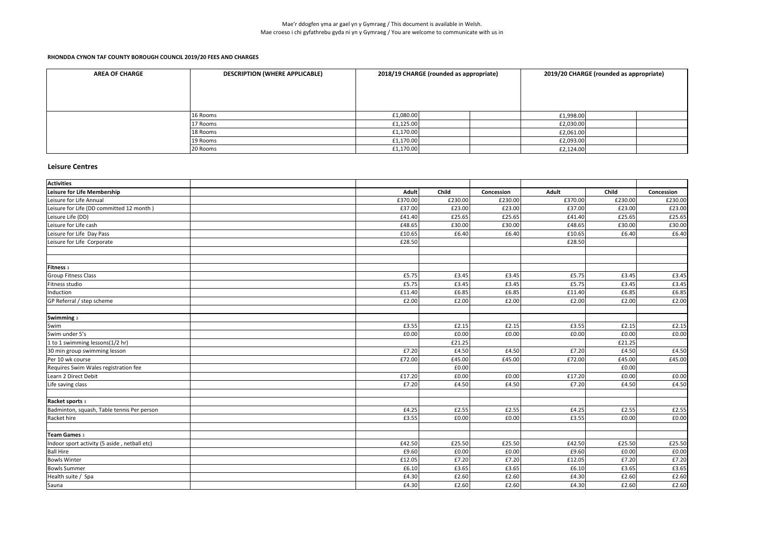Mae'r ddogfen yma ar gael yn y Gymraeg / This document is available in Welsh.
Mae croeso i chi gyfathrebu gyda ni yn y Gymraeg / You are welcome to communicate with us in

**RHONDDA CYNON TAF COUNTY BOROUGH COUNCIL 2019/20 FEES AND CHARGES**

| AREA OF CHARGE | DESCRIPTION (WHERE APPLICABLE) | 2018/19 CHARGE (rounded as appropriate) | | | 2019/20 CHARGE (rounded as appropriate) | | |
|---|---|---|---|---|---|---|---|
| | 16 Rooms | £1,080.00 | | | £1,998.00 | | |
| | 17 Rooms | £1,125.00 | | | £2,030.00 | | |
| | 18 Rooms | £1,170.00 | | | £2,061.00 | | |
| | 19 Rooms | £1,170.00 | | | £2,093.00 | | |
| | 20 Rooms | £1,170.00 | | | £2,124.00 | | |

## Leisure Centres

| Activities | | | | | | | |
|---|---|---|---|---|---|---|---|
| **Leisure for Life Membership** | | Adult | Child | Concession | Adult | Child | Concession |
| Leisure for Life Annual | | £370.00 | £230.00 | £230.00 | £370.00 | £230.00 | £230.00 |
| Leisure for Life (DD committed 12 month ) | | £37.00 | £23.00 | £23.00 | £37.00 | £23.00 | £23.00 |
| Leisure Life (DD) | | £41.40 | £25.65 | £25.65 | £41.40 | £25.65 | £25.65 |
| Leisure for Life cash | | £48.65 | £30.00 | £30.00 | £48.65 | £30.00 | £30.00 |
| Leisure for Life Day Pass | | £10.65 | £6.40 | £6.40 | £10.65 | £6.40 | £6.40 |
| Leisure for Life Corporate | | £28.50 | | | £28.50 | | |
| | | | | | | | |
| | | | | | | | |
| **Fitness** 3 | | | | | | | |
| Group Fitness Class | | £5.75 | £3.45 | £3.45 | £5.75 | £3.45 | £3.45 |
| Fitness studio | | £5.75 | £3.45 | £3.45 | £5.75 | £3.45 | £3.45 |
| Induction | | £11.40 | £6.85 | £6.85 | £11.40 | £6.85 | £6.85 |
| GP Referral / step scheme | | £2.00 | £2.00 | £2.00 | £2.00 | £2.00 | £2.00 |
| | | | | | | | |
| **Swimming** 3 | | | | | | | |
| Swim | | £3.55 | £2.15 | £2.15 | £3.55 | £2.15 | £2.15 |
| Swim under 5's | | £0.00 | £0.00 | £0.00 | £0.00 | £0.00 | £0.00 |
| 1 to 1 swimming lessons(1/2 hr) | | | £21.25 | | | £21.25 | |
| 30 min group swimming lesson | | £7.20 | £4.50 | £4.50 | £7.20 | £4.50 | £4.50 |
| Per 10 wk course | | £72.00 | £45.00 | £45.00 | £72.00 | £45.00 | £45.00 |
| Requires Swim Wales registration fee | | | £0.00 | | | £0.00 | |
| Learn 2 Direct Debit | | £17.20 | £0.00 | £0.00 | £17.20 | £0.00 | £0.00 |
| Life saving class | | £7.20 | £4.50 | £4.50 | £7.20 | £4.50 | £4.50 |
| | | | | | | | |
| **Racket sports** 3 | | | | | | | |
| Badminton, squash, Table tennis Per person | | £4.25 | £2.55 | £2.55 | £4.25 | £2.55 | £2.55 |
| Racket hire | | £3.55 | £0.00 | £0.00 | £3.55 | £0.00 | £0.00 |
| | | | | | | | |
| **Team Games** 3 | | | | | | | |
| Indoor sport activity (5 aside , netball etc) | | £42.50 | £25.50 | £25.50 | £42.50 | £25.50 | £25.50 |
| Ball Hire | | £9.60 | £0.00 | £0.00 | £9.60 | £0.00 | £0.00 |
| Bowls Winter | | £12.05 | £7.20 | £7.20 | £12.05 | £7.20 | £7.20 |
| Bowls Summer | | £6.10 | £3.65 | £3.65 | £6.10 | £3.65 | £3.65 |
| Health suite / Spa | | £4.30 | £2.60 | £2.60 | £4.30 | £2.60 | £2.60 |
| Sauna | | £4.30 | £2.60 | £2.60 | £4.30 | £2.60 | £2.60 |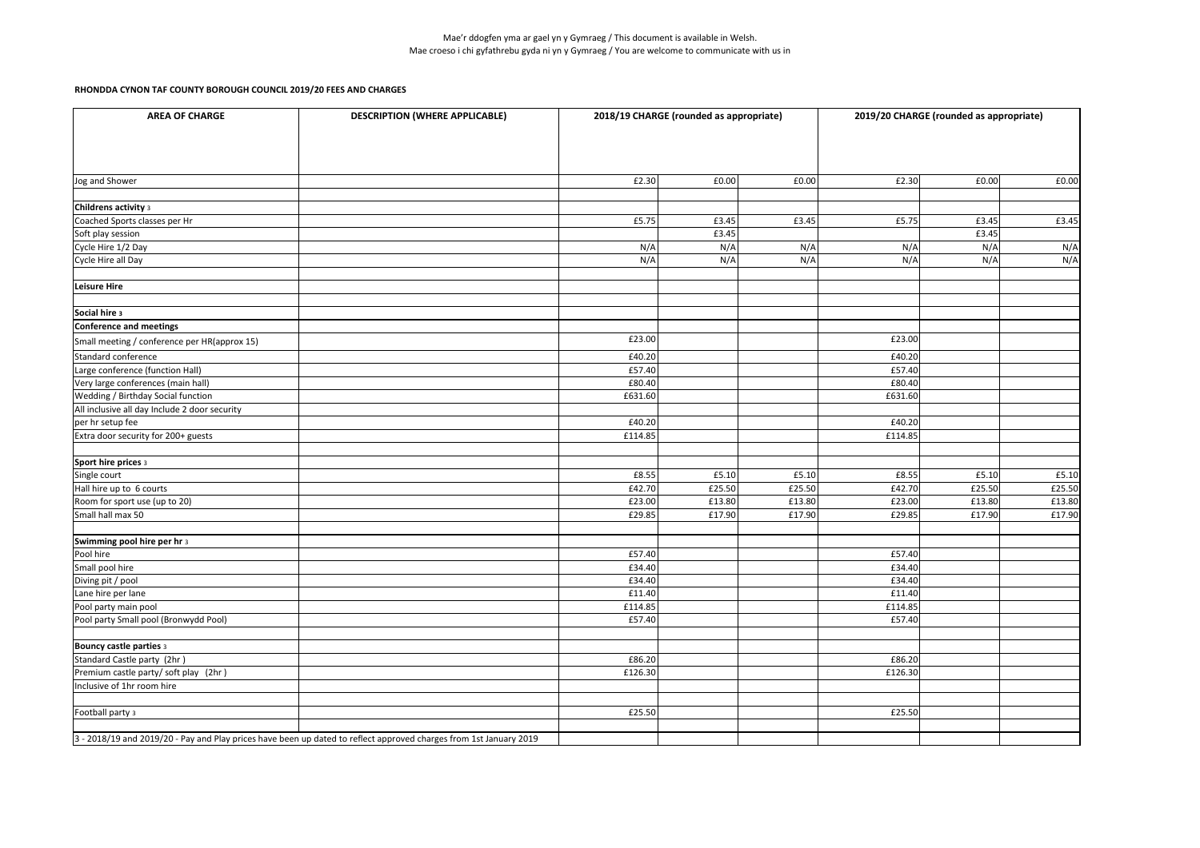Mae'r ddogfen yma ar gael yn y Gymraeg / This document is available in Welsh.
Mae croeso i chi gyfathrebu gyda ni yn y Gymraeg / You are welcome to communicate with us in

**RHONDDA CYNON TAF COUNTY BOROUGH COUNCIL 2019/20 FEES AND CHARGES**

| AREA OF CHARGE | DESCRIPTION (WHERE APPLICABLE) | 2018/19 CHARGE (rounded as appropriate) | | | 2019/20 CHARGE (rounded as appropriate) | | |
|---|---|---|---|---|---|---|---|
| Jog and Shower | | £2.30 | £0.00 | £0.00 | £2.30 | £0.00 | £0.00 |
| | | | | | | | |
| **Childrens activity** 3 | | | | | | | |
| Coached Sports classes per Hr | | £5.75 | £3.45 | £3.45 | £5.75 | £3.45 | £3.45 |
| Soft play session | | | £3.45 | | | £3.45 | |
| Cycle Hire 1/2 Day | | N/A | N/A | N/A | N/A | N/A | N/A |
| Cycle Hire all Day | | N/A | N/A | N/A | N/A | N/A | N/A |
| | | | | | | | |
| **Leisure Hire** | | | | | | | |
| | | | | | | | |
| **Social hire** 3 | | | | | | | |
| **Conference and meetings** | | | | | | | |
| Small meeting / conference per HR(approx 15) | | £23.00 | | | £23.00 | | |
| Standard conference | | £40.20 | | | £40.20 | | |
| Large conference (function Hall) | | £57.40 | | | £57.40 | | |
| Very large conferences (main hall) | | £80.40 | | | £80.40 | | |
| Wedding / Birthday Social function | | £631.60 | | | £631.60 | | |
| All inclusive all day Include 2 door security | | | | | | | |
| per hr setup fee | | £40.20 | | | £40.20 | | |
| Extra door security for 200+ guests | | £114.85 | | | £114.85 | | |
| | | | | | | | |
| **Sport hire prices** 3 | | | | | | | |
| Single court | | £8.55 | £5.10 | £5.10 | £8.55 | £5.10 | £5.10 |
| Hall hire up to 6 courts | | £42.70 | £25.50 | £25.50 | £42.70 | £25.50 | £25.50 |
| Room for sport use (up to 20) | | £23.00 | £13.80 | £13.80 | £23.00 | £13.80 | £13.80 |
| Small hall max 50 | | £29.85 | £17.90 | £17.90 | £29.85 | £17.90 | £17.90 |
| | | | | | | | |
| **Swimming pool hire per hr** 3 | | | | | | | |
| Pool hire | | £57.40 | | | £57.40 | | |
| Small pool hire | | £34.40 | | | £34.40 | | |
| Diving pit / pool | | £34.40 | | | £34.40 | | |
| Lane hire per lane | | £11.40 | | | £11.40 | | |
| Pool party main pool | | £114.85 | | | £114.85 | | |
| Pool party Small pool (Bronwydd Pool) | | £57.40 | | | £57.40 | | |
| | | | | | | | |
| **Bouncy castle parties** 3 | | | | | | | |
| Standard Castle party (2hr ) | | £86.20 | | | £86.20 | | |
| Premium castle party/ soft play (2hr ) | | £126.30 | | | £126.30 | | |
| Inclusive of 1hr room hire | | | | | | | |
| | | | | | | | |
| Football party 3 | | £25.50 | | | £25.50 | | |

3 - 2018/19 and 2019/20 - Pay and Play prices have been up dated to reflect approved charges from 1st January 2019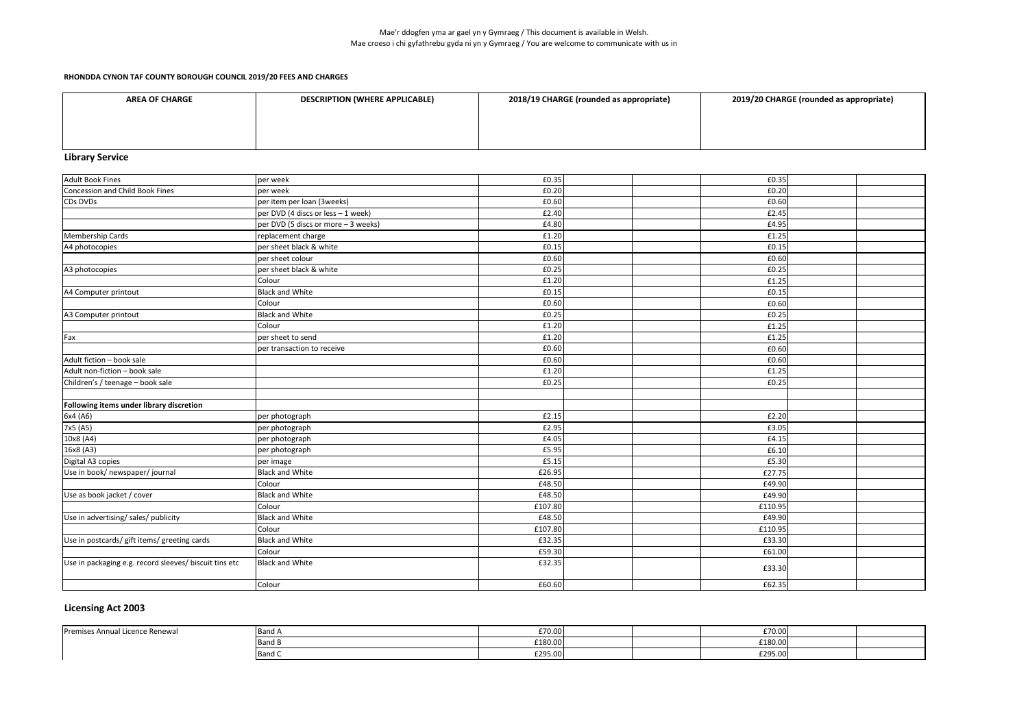Mae'r ddogfen yma ar gael yn y Gymraeg / This document is available in Welsh.
Mae croeso i chi gyfathrebu gyda ni yn y Gymraeg / You are welcome to communicate with us in

**RHONDDA CYNON TAF COUNTY BOROUGH COUNCIL 2019/20 FEES AND CHARGES**

| AREA OF CHARGE | DESCRIPTION (WHERE APPLICABLE) | 2018/19 CHARGE (rounded as appropriate) | 2019/20 CHARGE (rounded as appropriate) |
|---|---|---|---|

## Library Service

| | | | | | |
|---|---|---|---|---|---|
| Adult Book Fines | per week | £0.35 | | £0.35 | |
| Concession and Child Book Fines | per week | £0.20 | | £0.20 | |
| CDs DVDs | per item per loan (3weeks) | £0.60 | | £0.60 | |
| | per DVD (4 discs or less – 1 week) | £2.40 | | £2.45 | |
| | per DVD (5 discs or more – 3 weeks) | £4.80 | | £4.95 | |
| Membership Cards | replacement charge | £1.20 | | £1.25 | |
| A4 photocopies | per sheet black & white | £0.15 | | £0.15 | |
| | per sheet colour | £0.60 | | £0.60 | |
| A3 photocopies | per sheet black & white | £0.25 | | £0.25 | |
| | Colour | £1.20 | | £1.25 | |
| A4 Computer printout | Black and White | £0.15 | | £0.15 | |
| | Colour | £0.60 | | £0.60 | |
| A3 Computer printout | Black and White | £0.25 | | £0.25 | |
| | Colour | £1.20 | | £1.25 | |
| Fax | per sheet to send | £1.20 | | £1.25 | |
| | per transaction to receive | £0.60 | | £0.60 | |
| Adult fiction – book sale | | £0.60 | | £0.60 | |
| Adult non-fiction – book sale | | £1.20 | | £1.25 | |
| Children's / teenage – book sale | | £0.25 | | £0.25 | |
| | | | | | |
| **Following items under library discretion** | | | | | |
| 6x4 (A6) | per photograph | £2.15 | | £2.20 | |
| 7x5 (A5) | per photograph | £2.95 | | £3.05 | |
| 10x8 (A4) | per photograph | £4.05 | | £4.15 | |
| 16x8 (A3) | per photograph | £5.95 | | £6.10 | |
| Digital A3 copies | per image | £5.15 | | £5.30 | |
| Use in book/ newspaper/ journal | Black and White | £26.95 | | £27.75 | |
| | Colour | £48.50 | | £49.90 | |
| Use as book jacket / cover | Black and White | £48.50 | | £49.90 | |
| | Colour | £107.80 | | £110.95 | |
| Use in advertising/ sales/ publicity | Black and White | £48.50 | | £49.90 | |
| | Colour | £107.80 | | £110.95 | |
| Use in postcards/ gift items/ greeting cards | Black and White | £32.35 | | £33.30 | |
| | Colour | £59.30 | | £61.00 | |
| Use in packaging e.g. record sleeves/ biscuit tins etc | Black and White | £32.35 | | £33.30 | |
| | Colour | £60.60 | | £62.35 | |

## Licensing Act 2003

| | | | | | |
|---|---|---|---|---|---|
| Premises Annual Licence Renewal | Band A | £70.00 | | £70.00 | |
| | Band B | £180.00 | | £180.00 | |
| | Band C | £295.00 | | £295.00 | |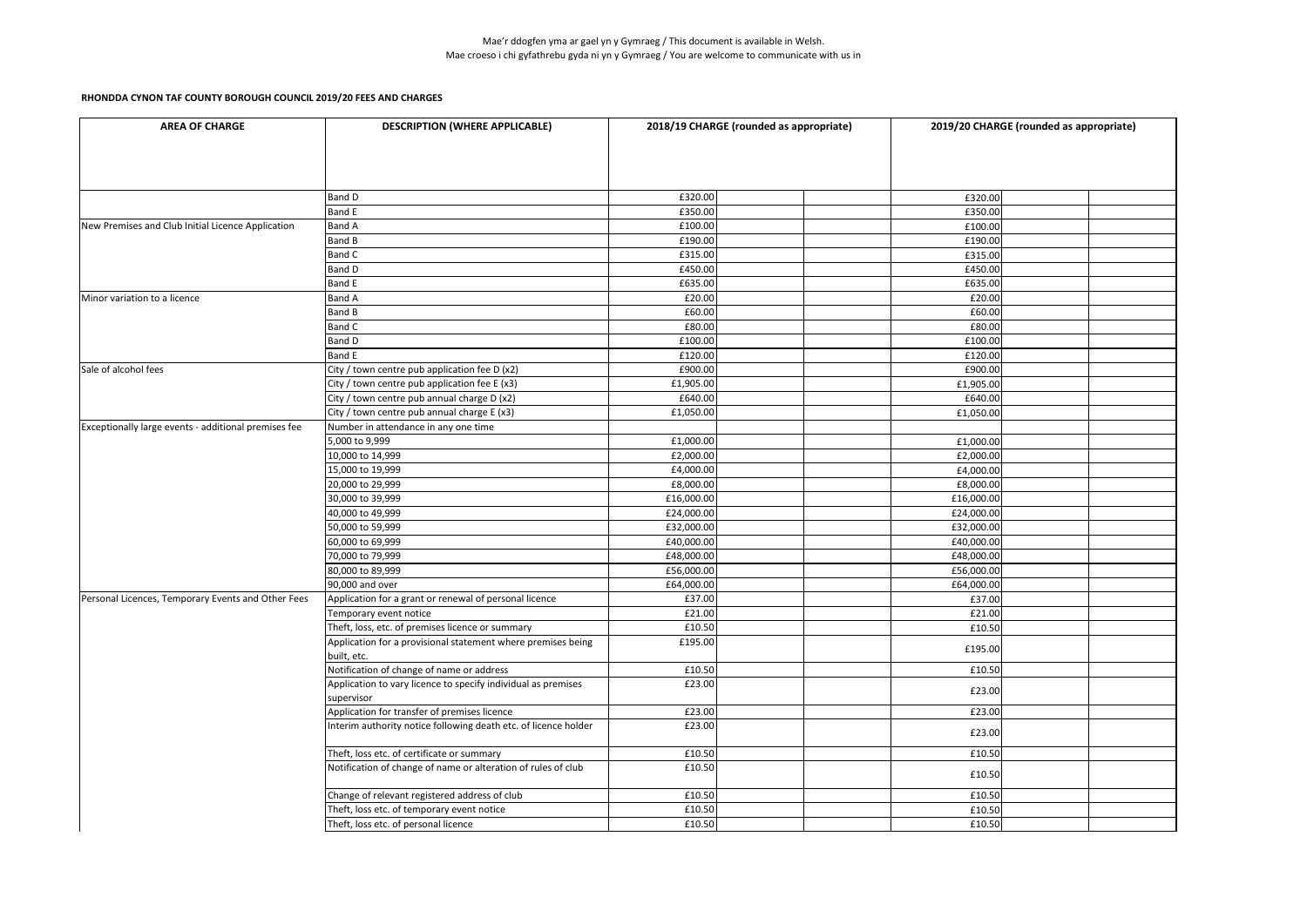Mae'r ddogfen yma ar gael yn y Gymraeg / This document is available in Welsh.
Mae croeso i chi gyfathrebu gyda ni yn y Gymraeg / You are welcome to communicate with us in

**RHONDDA CYNON TAF COUNTY BOROUGH COUNCIL 2019/20 FEES AND CHARGES**

| AREA OF CHARGE | DESCRIPTION (WHERE APPLICABLE) | 2018/19 CHARGE (rounded as appropriate) | | | 2019/20 CHARGE (rounded as appropriate) | | |
|---|---|---|---|---|---|---|---|
| | Band D | £320.00 | | | £320.00 | | |
| | Band E | £350.00 | | | £350.00 | | |
| New Premises and Club Initial Licence Application | Band A | £100.00 | | | £100.00 | | |
| | Band B | £190.00 | | | £190.00 | | |
| | Band C | £315.00 | | | £315.00 | | |
| | Band D | £450.00 | | | £450.00 | | |
| | Band E | £635.00 | | | £635.00 | | |
| Minor variation to a licence | Band A | £20.00 | | | £20.00 | | |
| | Band B | £60.00 | | | £60.00 | | |
| | Band C | £80.00 | | | £80.00 | | |
| | Band D | £100.00 | | | £100.00 | | |
| | Band E | £120.00 | | | £120.00 | | |
| Sale of alcohol fees | City / town centre pub application fee D (x2) | £900.00 | | | £900.00 | | |
| | City / town centre pub application fee E (x3) | £1,905.00 | | | £1,905.00 | | |
| | City / town centre pub annual charge D (x2) | £640.00 | | | £640.00 | | |
| | City / town centre pub annual charge E (x3) | £1,050.00 | | | £1,050.00 | | |
| Exceptionally large events - additional premises fee | Number in attendance in any one time | | | | | | |
| | 5,000 to 9,999 | £1,000.00 | | | £1,000.00 | | |
| | 10,000 to 14,999 | £2,000.00 | | | £2,000.00 | | |
| | 15,000 to 19,999 | £4,000.00 | | | £4,000.00 | | |
| | 20,000 to 29,999 | £8,000.00 | | | £8,000.00 | | |
| | 30,000 to 39,999 | £16,000.00 | | | £16,000.00 | | |
| | 40,000 to 49,999 | £24,000.00 | | | £24,000.00 | | |
| | 50,000 to 59,999 | £32,000.00 | | | £32,000.00 | | |
| | 60,000 to 69,999 | £40,000.00 | | | £40,000.00 | | |
| | 70,000 to 79,999 | £48,000.00 | | | £48,000.00 | | |
| | 80,000 to 89,999 | £56,000.00 | | | £56,000.00 | | |
| | 90,000 and over | £64,000.00 | | | £64,000.00 | | |
| Personal Licences, Temporary Events and Other Fees | Application for a grant or renewal of personal licence | £37.00 | | | £37.00 | | |
| | Temporary event notice | £21.00 | | | £21.00 | | |
| | Theft, loss, etc. of premises licence or summary | £10.50 | | | £10.50 | | |
| | Application for a provisional statement where premises being built, etc. | £195.00 | | | £195.00 | | |
| | Notification of change of name or address | £10.50 | | | £10.50 | | |
| | Application to vary licence to specify individual as premises supervisor | £23.00 | | | £23.00 | | |
| | Application for transfer of premises licence | £23.00 | | | £23.00 | | |
| | Interim authority notice following death etc. of licence holder | £23.00 | | | £23.00 | | |
| | Theft, loss etc. of certificate or summary | £10.50 | | | £10.50 | | |
| | Notification of change of name or alteration of rules of club | £10.50 | | | £10.50 | | |
| | Change of relevant registered address of club | £10.50 | | | £10.50 | | |
| | Theft, loss etc. of temporary event notice | £10.50 | | | £10.50 | | |
| | Theft, loss etc. of personal licence | £10.50 | | | £10.50 | | |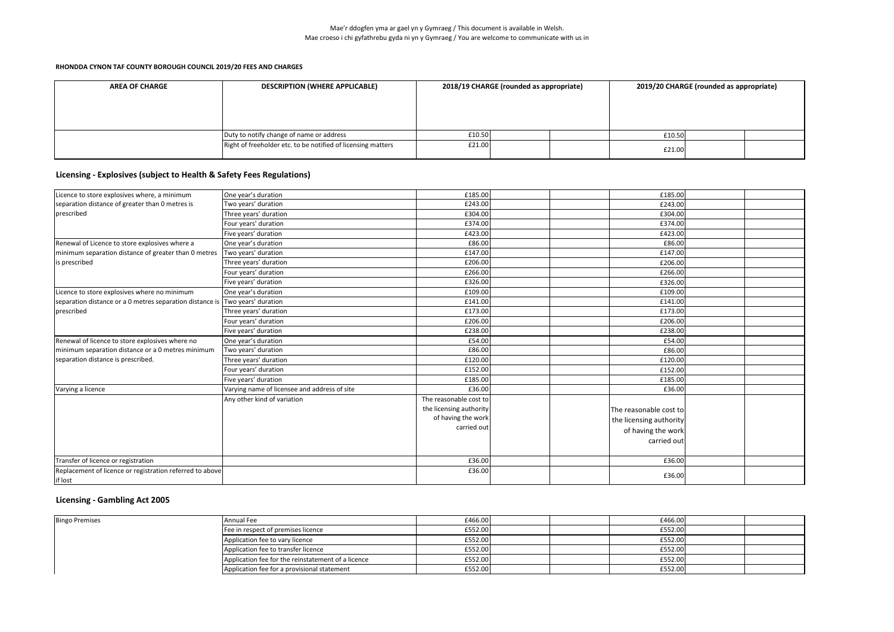Mae'r ddogfen yma ar gael yn y Gymraeg / This document is available in Welsh.
Mae croeso i chi gyfathrebu gyda ni yn y Gymraeg / You are welcome to communicate with us in

**RHONDDA CYNON TAF COUNTY BOROUGH COUNCIL 2019/20 FEES AND CHARGES**

| AREA OF CHARGE | DESCRIPTION (WHERE APPLICABLE) | 2018/19 CHARGE (rounded as appropriate) | | | 2019/20 CHARGE (rounded as appropriate) | | |
|---|---|---|---|---|---|---|---|
| | Duty to notify change of name or address | £10.50 | | | £10.50 | | |
| | Right of freeholder etc. to be notified of licensing matters | £21.00 | | | £21.00 | | |

## Licensing - Explosives (subject to Health & Safety Fees Regulations)

| | | | | | | | |
|---|---|---|---|---|---|---|---|
| Licence to store explosives where, a minimum separation distance of greater than 0 metres is prescribed | One year's duration | £185.00 | | | £185.00 | | |
| | Two years' duration | £243.00 | | | £243.00 | | |
| | Three years' duration | £304.00 | | | £304.00 | | |
| | Four years' duration | £374.00 | | | £374.00 | | |
| | Five years' duration | £423.00 | | | £423.00 | | |
| Renewal of Licence to store explosives where a minimum separation distance of greater than 0 metres is prescribed | One year's duration | £86.00 | | | £86.00 | | |
| | Two years' duration | £147.00 | | | £147.00 | | |
| | Three years' duration | £206.00 | | | £206.00 | | |
| | Four years' duration | £266.00 | | | £266.00 | | |
| | Five years' duration | £326.00 | | | £326.00 | | |
| Licence to store explosives where no minimum separation distance or a 0 metres separation distance is prescribed | One year's duration | £109.00 | | | £109.00 | | |
| | Two years' duration | £141.00 | | | £141.00 | | |
| | Three years' duration | £173.00 | | | £173.00 | | |
| | Four years' duration | £206.00 | | | £206.00 | | |
| | Five years' duration | £238.00 | | | £238.00 | | |
| Renewal of licence to store explosives where no minimum separation distance or a 0 metres minimum separation distance is prescribed. | One year's duration | £54.00 | | | £54.00 | | |
| | Two years' duration | £86.00 | | | £86.00 | | |
| | Three years' duration | £120.00 | | | £120.00 | | |
| | Four years' duration | £152.00 | | | £152.00 | | |
| | Five years' duration | £185.00 | | | £185.00 | | |
| Varying a licence | Varying name of licensee and address of site | £36.00 | | | £36.00 | | |
| | Any other kind of variation | The reasonable cost to the licensing authority of having the work carried out | | | The reasonable cost to the licensing authority of having the work carried out | | |
| Transfer of licence or registration | | £36.00 | | | £36.00 | | |
| Replacement of licence or registration referred to above if lost | | £36.00 | | | £36.00 | | |

## Licensing - Gambling Act 2005

| | | | | | | | |
|---|---|---|---|---|---|---|---|
| Bingo Premises | Annual Fee | £466.00 | | | £466.00 | | |
| | Fee in respect of premises licence | £552.00 | | | £552.00 | | |
| | Application fee to vary licence | £552.00 | | | £552.00 | | |
| | Application fee to transfer licence | £552.00 | | | £552.00 | | |
| | Application fee for the reinstatement of a licence | £552.00 | | | £552.00 | | |
| | Application fee for a provisional statement | £552.00 | | | £552.00 | | |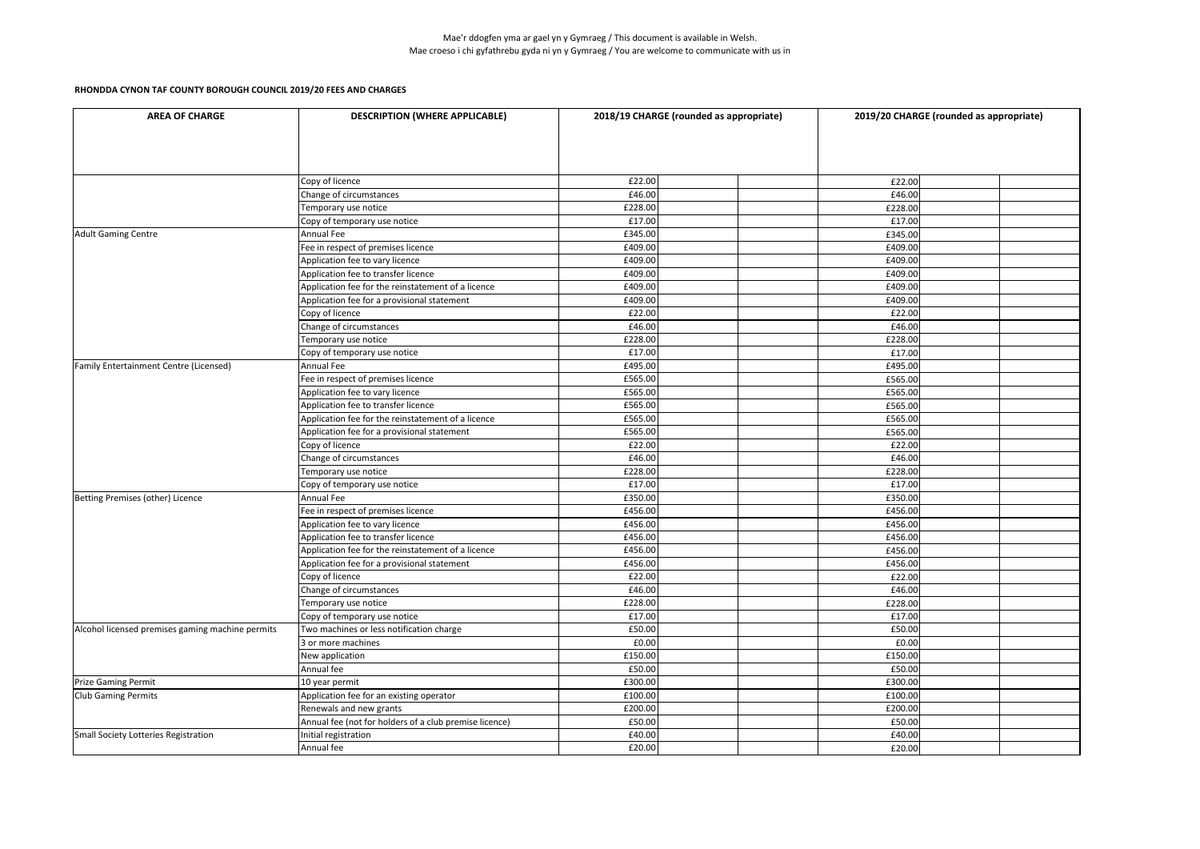**RHONDDA CYNON TAF COUNTY BOROUGH COUNCIL 2019/20 FEES AND CHARGES**

| AREA OF CHARGE | DESCRIPTION (WHERE APPLICABLE) | 2018/19 CHARGE (rounded as appropriate) | | | 2019/20 CHARGE (rounded as appropriate) | | |
|---|---|---|---|---|---|---|---|
| | Copy of licence | £22.00 | | | £22.00 | | |
| | Change of circumstances | £46.00 | | | £46.00 | | |
| | Temporary use notice | £228.00 | | | £228.00 | | |
| | Copy of temporary use notice | £17.00 | | | £17.00 | | |
| Adult Gaming Centre | Annual Fee | £345.00 | | | £345.00 | | |
| | Fee in respect of premises licence | £409.00 | | | £409.00 | | |
| | Application fee to vary licence | £409.00 | | | £409.00 | | |
| | Application fee to transfer licence | £409.00 | | | £409.00 | | |
| | Application fee for the reinstatement of a licence | £409.00 | | | £409.00 | | |
| | Application fee for a provisional statement | £409.00 | | | £409.00 | | |
| | Copy of licence | £22.00 | | | £22.00 | | |
| | Change of circumstances | £46.00 | | | £46.00 | | |
| | Temporary use notice | £228.00 | | | £228.00 | | |
| | Copy of temporary use notice | £17.00 | | | £17.00 | | |
| Family Entertainment Centre (Licensed) | Annual Fee | £495.00 | | | £495.00 | | |
| | Fee in respect of premises licence | £565.00 | | | £565.00 | | |
| | Application fee to vary licence | £565.00 | | | £565.00 | | |
| | Application fee to transfer licence | £565.00 | | | £565.00 | | |
| | Application fee for the reinstatement of a licence | £565.00 | | | £565.00 | | |
| | Application fee for a provisional statement | £565.00 | | | £565.00 | | |
| | Copy of licence | £22.00 | | | £22.00 | | |
| | Change of circumstances | £46.00 | | | £46.00 | | |
| | Temporary use notice | £228.00 | | | £228.00 | | |
| | Copy of temporary use notice | £17.00 | | | £17.00 | | |
| Betting Premises (other) Licence | Annual Fee | £350.00 | | | £350.00 | | |
| | Fee in respect of premises licence | £456.00 | | | £456.00 | | |
| | Application fee to vary licence | £456.00 | | | £456.00 | | |
| | Application fee to transfer licence | £456.00 | | | £456.00 | | |
| | Application fee for the reinstatement of a licence | £456.00 | | | £456.00 | | |
| | Application fee for a provisional statement | £456.00 | | | £456.00 | | |
| | Copy of licence | £22.00 | | | £22.00 | | |
| | Change of circumstances | £46.00 | | | £46.00 | | |
| | Temporary use notice | £228.00 | | | £228.00 | | |
| | Copy of temporary use notice | £17.00 | | | £17.00 | | |
| Alcohol licensed premises gaming machine permits | Two machines or less notification charge | £50.00 | | | £50.00 | | |
| | 3 or more machines | £0.00 | | | £0.00 | | |
| | New application | £150.00 | | | £150.00 | | |
| | Annual fee | £50.00 | | | £50.00 | | |
| Prize Gaming Permit | 10 year permit | £300.00 | | | £300.00 | | |
| Club Gaming Permits | Application fee for an existing operator | £100.00 | | | £100.00 | | |
| | Renewals and new grants | £200.00 | | | £200.00 | | |
| | Annual fee (not for holders of a club premise licence) | £50.00 | | | £50.00 | | |
| Small Society Lotteries Registration | Initial registration | £40.00 | | | £40.00 | | |
| | Annual fee | £20.00 | | | £20.00 | | |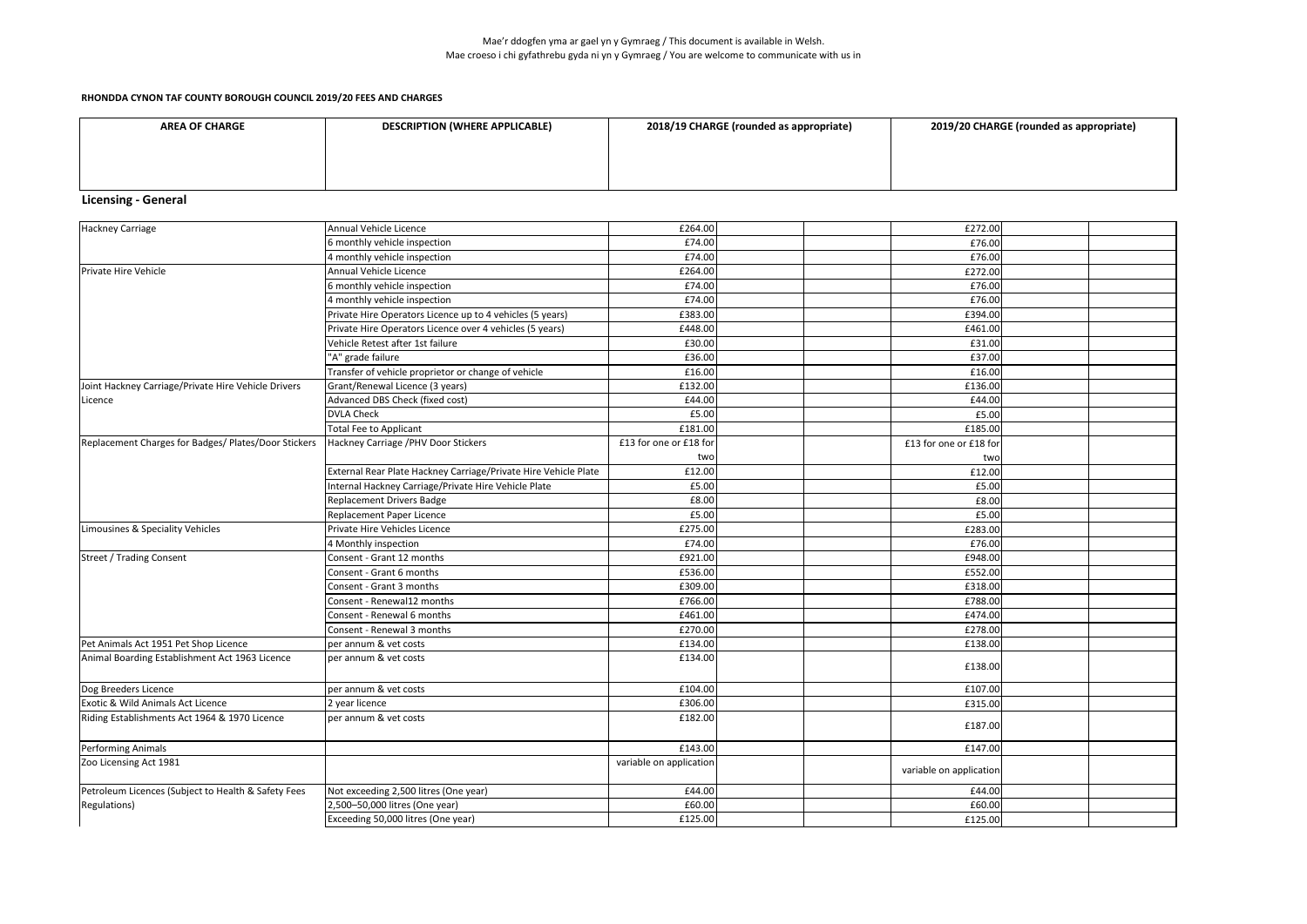Mae'r ddogfen yma ar gael yn y Gymraeg / This document is available in Welsh.
Mae croeso i chi gyfathrebu gyda ni yn y Gymraeg / You are welcome to communicate with us in

**RHONDDA CYNON TAF COUNTY BOROUGH COUNCIL 2019/20 FEES AND CHARGES**

## Licensing - General

| AREA OF CHARGE | DESCRIPTION (WHERE APPLICABLE) | 2018/19 CHARGE (rounded as appropriate) | 2019/20 CHARGE (rounded as appropriate) |
|---|---|---|---|
| Hackney Carriage | Annual Vehicle Licence | £264.00 | £272.00 |
| | 6 monthly vehicle inspection | £74.00 | £76.00 |
| | 4 monthly vehicle inspection | £74.00 | £76.00 |
| Private Hire Vehicle | Annual Vehicle Licence | £264.00 | £272.00 |
| | 6 monthly vehicle inspection | £74.00 | £76.00 |
| | 4 monthly vehicle inspection | £74.00 | £76.00 |
| | Private Hire Operators Licence up to 4 vehicles (5 years) | £383.00 | £394.00 |
| | Private Hire Operators Licence over 4 vehicles (5 years) | £448.00 | £461.00 |
| | Vehicle Retest after 1st failure | £30.00 | £31.00 |
| | "A" grade failure | £36.00 | £37.00 |
| | Transfer of vehicle proprietor or change of vehicle | £16.00 | £16.00 |
| Joint Hackney Carriage/Private Hire Vehicle Drivers Licence | Grant/Renewal Licence (3 years) | £132.00 | £136.00 |
| | Advanced DBS Check (fixed cost) | £44.00 | £44.00 |
| | DVLA Check | £5.00 | £5.00 |
| | Total Fee to Applicant | £181.00 | £185.00 |
| Replacement Charges for Badges/ Plates/Door Stickers | Hackney Carriage /PHV Door Stickers | £13 for one or £18 for two | £13 for one or £18 for two |
| | External Rear Plate Hackney Carriage/Private Hire Vehicle Plate | £12.00 | £12.00 |
| | Internal Hackney Carriage/Private Hire Vehicle Plate | £5.00 | £5.00 |
| | Replacement Drivers Badge | £8.00 | £8.00 |
| | Replacement Paper Licence | £5.00 | £5.00 |
| Limousines & Speciality Vehicles | Private Hire Vehicles Licence | £275.00 | £283.00 |
| | 4 Monthly inspection | £74.00 | £76.00 |
| Street / Trading Consent | Consent - Grant 12 months | £921.00 | £948.00 |
| | Consent - Grant 6 months | £536.00 | £552.00 |
| | Consent - Grant 3 months | £309.00 | £318.00 |
| | Consent - Renewal12 months | £766.00 | £788.00 |
| | Consent - Renewal 6 months | £461.00 | £474.00 |
| | Consent - Renewal 3 months | £270.00 | £278.00 |
| Pet Animals Act 1951 Pet Shop Licence | per annum & vet costs | £134.00 | £138.00 |
| Animal Boarding Establishment Act 1963 Licence | per annum & vet costs | £134.00 | £138.00 |
| Dog Breeders Licence | per annum & vet costs | £104.00 | £107.00 |
| Exotic & Wild Animals Act Licence | 2 year licence | £306.00 | £315.00 |
| Riding Establishments Act 1964 & 1970 Licence | per annum & vet costs | £182.00 | £187.00 |
| Performing Animals | | £143.00 | £147.00 |
| Zoo Licensing Act 1981 | | variable on application | variable on application |
| Petroleum Licences (Subject to Health & Safety Fees Regulations) | Not exceeding 2,500 litres (One year) | £44.00 | £44.00 |
| | 2,500–50,000 litres (One year) | £60.00 | £60.00 |
| | Exceeding 50,000 litres (One year) | £125.00 | £125.00 |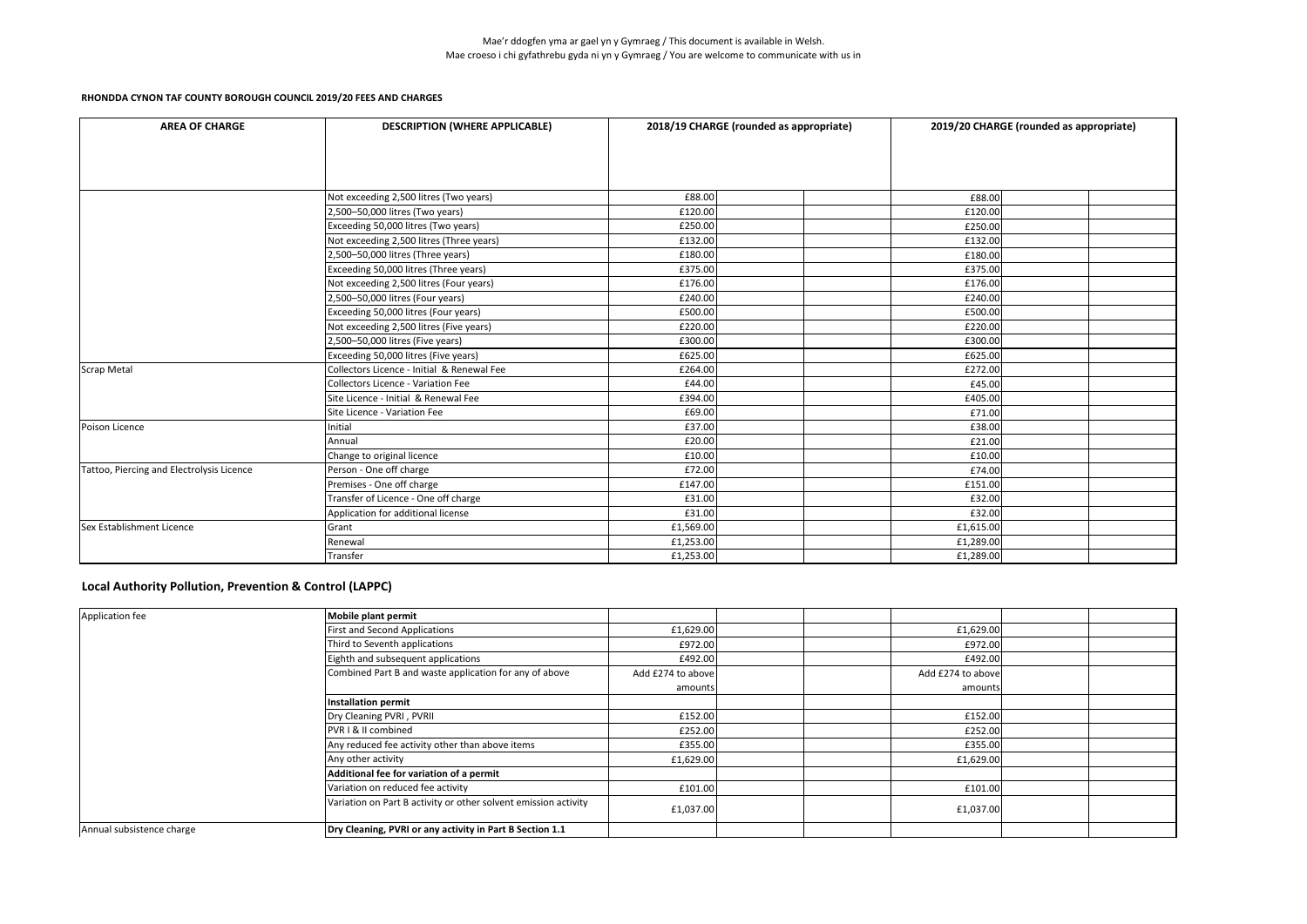Mae'r ddogfen yma ar gael yn y Gymraeg / This document is available in Welsh.
Mae croeso i chi gyfathrebu gyda ni yn y Gymraeg / You are welcome to communicate with us in

**RHONDDA CYNON TAF COUNTY BOROUGH COUNCIL 2019/20 FEES AND CHARGES**

| AREA OF CHARGE | DESCRIPTION (WHERE APPLICABLE) | 2018/19 CHARGE (rounded as appropriate) | | | 2019/20 CHARGE (rounded as appropriate) | | |
|---|---|---|---|---|---|---|---|
| | Not exceeding 2,500 litres (Two years) | £88.00 | | | £88.00 | | |
| | 2,500–50,000 litres (Two years) | £120.00 | | | £120.00 | | |
| | Exceeding 50,000 litres (Two years) | £250.00 | | | £250.00 | | |
| | Not exceeding 2,500 litres (Three years) | £132.00 | | | £132.00 | | |
| | 2,500–50,000 litres (Three years) | £180.00 | | | £180.00 | | |
| | Exceeding 50,000 litres (Three years) | £375.00 | | | £375.00 | | |
| | Not exceeding 2,500 litres (Four years) | £176.00 | | | £176.00 | | |
| | 2,500–50,000 litres (Four years) | £240.00 | | | £240.00 | | |
| | Exceeding 50,000 litres (Four years) | £500.00 | | | £500.00 | | |
| | Not exceeding 2,500 litres (Five years) | £220.00 | | | £220.00 | | |
| | 2,500–50,000 litres (Five years) | £300.00 | | | £300.00 | | |
| | Exceeding 50,000 litres (Five years) | £625.00 | | | £625.00 | | |
| Scrap Metal | Collectors Licence - Initial & Renewal Fee | £264.00 | | | £272.00 | | |
| | Collectors Licence - Variation Fee | £44.00 | | | £45.00 | | |
| | Site Licence - Initial & Renewal Fee | £394.00 | | | £405.00 | | |
| | Site Licence - Variation Fee | £69.00 | | | £71.00 | | |
| Poison Licence | Initial | £37.00 | | | £38.00 | | |
| | Annual | £20.00 | | | £21.00 | | |
| | Change to original licence | £10.00 | | | £10.00 | | |
| Tattoo, Piercing and Electrolysis Licence | Person - One off charge | £72.00 | | | £74.00 | | |
| | Premises - One off charge | £147.00 | | | £151.00 | | |
| | Transfer of Licence - One off charge | £31.00 | | | £32.00 | | |
| | Application for additional license | £31.00 | | | £32.00 | | |
| Sex Establishment Licence | Grant | £1,569.00 | | | £1,615.00 | | |
| | Renewal | £1,253.00 | | | £1,289.00 | | |
| | Transfer | £1,253.00 | | | £1,289.00 | | |

## Local Authority Pollution, Prevention & Control (LAPPC)

| | | | | | | | |
|---|---|---|---|---|---|---|---|
| Application fee | **Mobile plant permit** | | | | | | |
| | First and Second Applications | £1,629.00 | | | £1,629.00 | | |
| | Third to Seventh applications | £972.00 | | | £972.00 | | |
| | Eighth and subsequent applications | £492.00 | | | £492.00 | | |
| | Combined Part B and waste application for any of above | Add £274 to above amounts | | | Add £274 to above amounts | | |
| | **Installation permit** | | | | | | |
| | Dry Cleaning PVRI , PVRII | £152.00 | | | £152.00 | | |
| | PVR I & II combined | £252.00 | | | £252.00 | | |
| | Any reduced fee activity other than above items | £355.00 | | | £355.00 | | |
| | Any other activity | £1,629.00 | | | £1,629.00 | | |
| | **Additional fee for variation of a permit** | | | | | | |
| | Variation on reduced fee activity | £101.00 | | | £101.00 | | |
| | Variation on Part B activity or other solvent emission activity | £1,037.00 | | | £1,037.00 | | |
| Annual subsistence charge | **Dry Cleaning, PVRI or any activity in Part B Section 1.1** | | | | | | |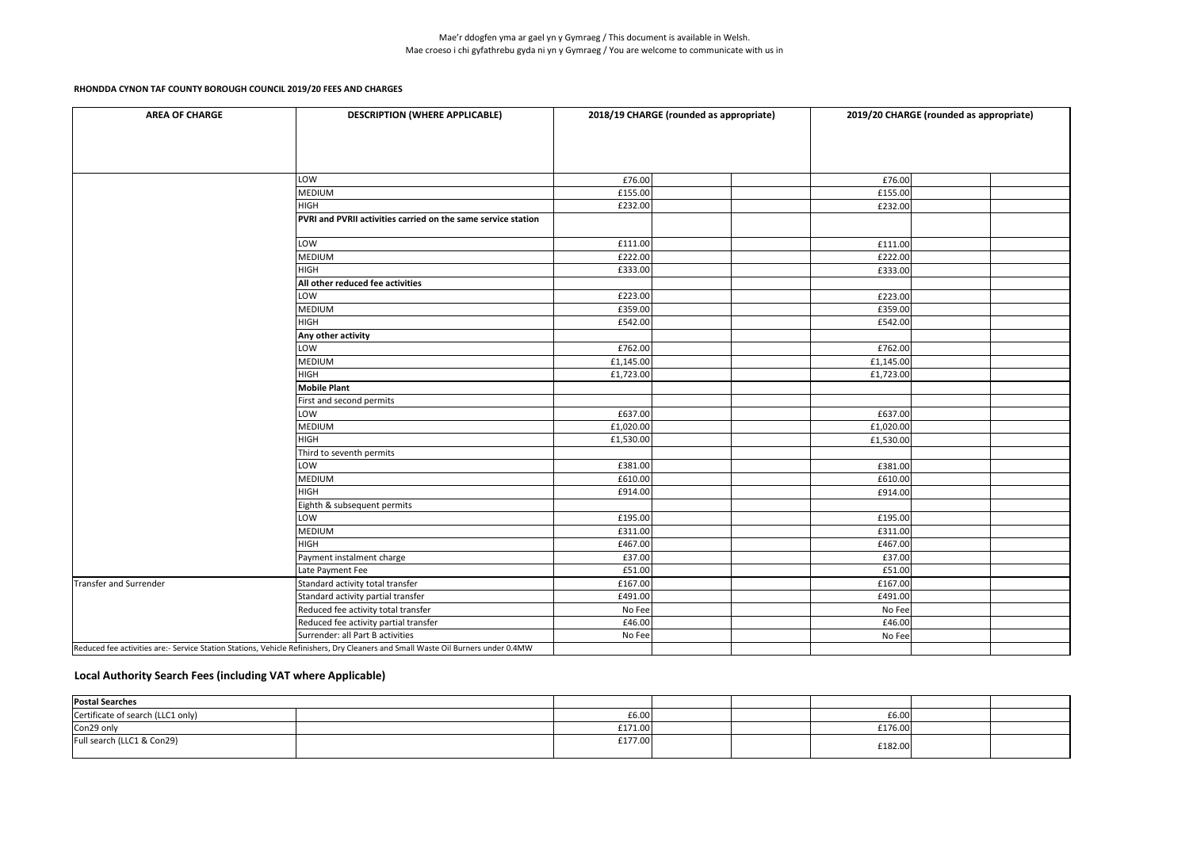Mae'r ddogfen yma ar gael yn y Gymraeg / This document is available in Welsh.
Mae croeso i chi gyfathrebu gyda ni yn y Gymraeg / You are welcome to communicate with us in

**RHONDDA CYNON TAF COUNTY BOROUGH COUNCIL 2019/20 FEES AND CHARGES**

| AREA OF CHARGE | DESCRIPTION (WHERE APPLICABLE) | 2018/19 CHARGE (rounded as appropriate) | | | 2019/20 CHARGE (rounded as appropriate) | | |
|---|---|---|---|---|---|---|---|
| | LOW | £76.00 | | | £76.00 | | |
| | MEDIUM | £155.00 | | | £155.00 | | |
| | HIGH | £232.00 | | | £232.00 | | |
| | **PVRI and PVRII activities carried on the same service station** | | | | | | |
| | LOW | £111.00 | | | £111.00 | | |
| | MEDIUM | £222.00 | | | £222.00 | | |
| | HIGH | £333.00 | | | £333.00 | | |
| | **All other reduced fee activities** | | | | | | |
| | LOW | £223.00 | | | £223.00 | | |
| | MEDIUM | £359.00 | | | £359.00 | | |
| | HIGH | £542.00 | | | £542.00 | | |
| | **Any other activity** | | | | | | |
| | LOW | £762.00 | | | £762.00 | | |
| | MEDIUM | £1,145.00 | | | £1,145.00 | | |
| | HIGH | £1,723.00 | | | £1,723.00 | | |
| | **Mobile Plant** | | | | | | |
| | First and second permits | | | | | | |
| | LOW | £637.00 | | | £637.00 | | |
| | MEDIUM | £1,020.00 | | | £1,020.00 | | |
| | HIGH | £1,530.00 | | | £1,530.00 | | |
| | Third to seventh permits | | | | | | |
| | LOW | £381.00 | | | £381.00 | | |
| | MEDIUM | £610.00 | | | £610.00 | | |
| | HIGH | £914.00 | | | £914.00 | | |
| | Eighth & subsequent permits | | | | | | |
| | LOW | £195.00 | | | £195.00 | | |
| | MEDIUM | £311.00 | | | £311.00 | | |
| | HIGH | £467.00 | | | £467.00 | | |
| | Payment instalment charge | £37.00 | | | £37.00 | | |
| | Late Payment Fee | £51.00 | | | £51.00 | | |
| Transfer and Surrender | Standard activity total transfer | £167.00 | | | £167.00 | | |
| | Standard activity partial transfer | £491.00 | | | £491.00 | | |
| | Reduced fee activity total transfer | No Fee | | | No Fee | | |
| | Reduced fee activity partial transfer | £46.00 | | | £46.00 | | |
| | Surrender: all Part B activities | No Fee | | | No Fee | | |
| Reduced fee activities are:- Service Station Stations, Vehicle Refinishers, Dry Cleaners and Small Waste Oil Burners under 0.4MW | | | | | | | |

## Local Authority Search Fees (including VAT where Applicable)

| **Postal Searches** | | | | | | | |
|---|---|---|---|---|---|---|---|
| Certificate of search (LLC1 only) | | £6.00 | | | £6.00 | | |
| Con29 only | | £171.00 | | | £176.00 | | |
| Full search (LLC1 & Con29) | | £177.00 | | | £182.00 | | |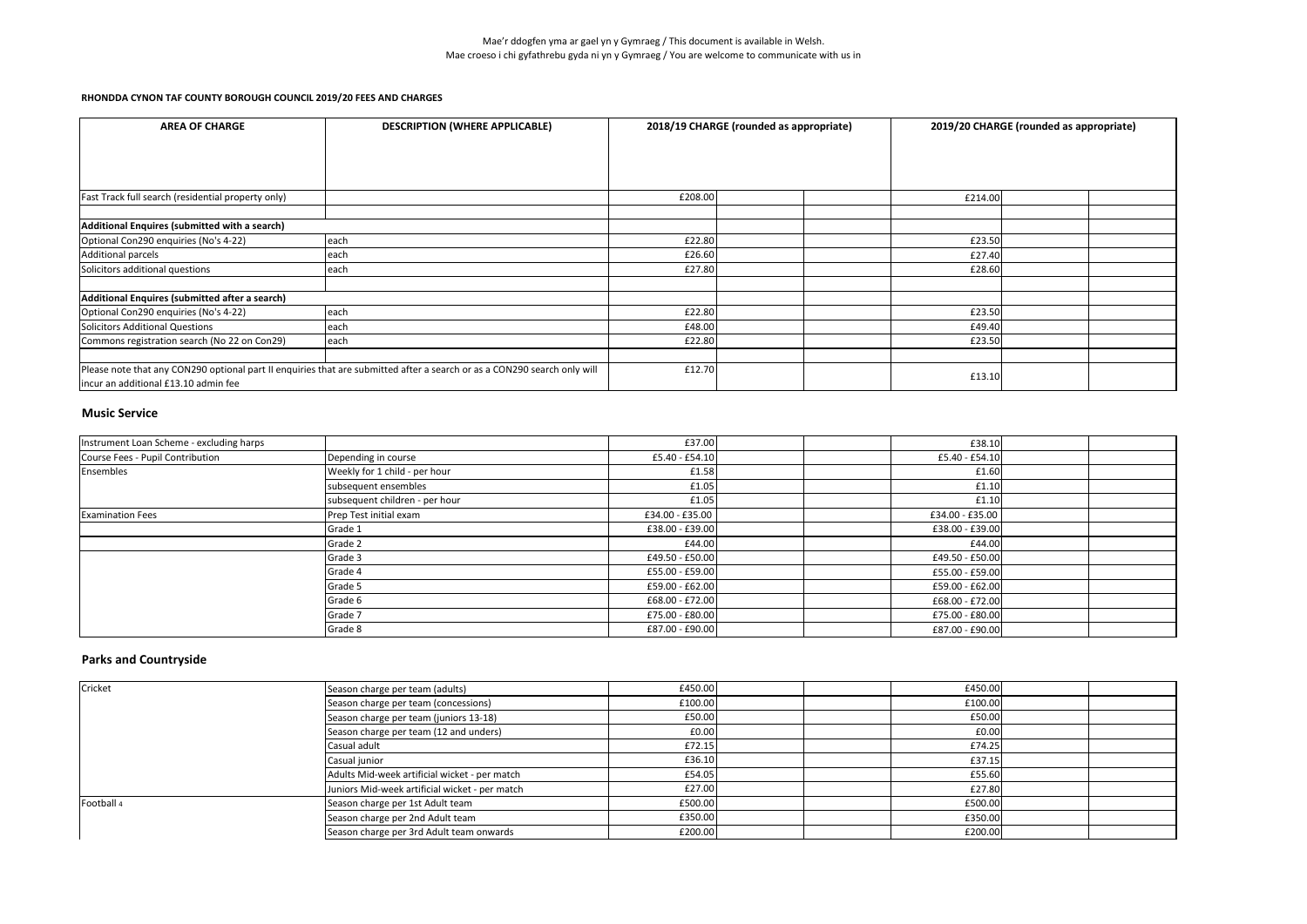Mae'r ddogfen yma ar gael yn y Gymraeg / This document is available in Welsh.
Mae croeso i chi gyfathrebu gyda ni yn y Gymraeg / You are welcome to communicate with us in

**RHONDDA CYNON TAF COUNTY BOROUGH COUNCIL 2019/20 FEES AND CHARGES**

| AREA OF CHARGE | DESCRIPTION (WHERE APPLICABLE) | 2018/19 CHARGE (rounded as appropriate) | | | 2019/20 CHARGE (rounded as appropriate) | | |
|---|---|---|---|---|---|---|---|
| Fast Track full search (residential property only) | | £208.00 | | | £214.00 | | |
| | | | | | | | |
| **Additional Enquires (submitted with a search)** | | | | | | | |
| Optional Con290 enquiries (No's 4-22) | each | £22.80 | | | £23.50 | | |
| Additional parcels | each | £26.60 | | | £27.40 | | |
| Solicitors additional questions | each | £27.80 | | | £28.60 | | |
| | | | | | | | |
| **Additional Enquires (submitted after a search)** | | | | | | | |
| Optional Con290 enquiries (No's 4-22) | each | £22.80 | | | £23.50 | | |
| Solicitors Additional Questions | each | £48.00 | | | £49.40 | | |
| Commons registration search (No 22 on Con29) | each | £22.80 | | | £23.50 | | |
| | | | | | | | |
| Please note that any CON290 optional part II enquiries that are submitted after a search or as a CON290 search only will incur an additional £13.10 admin fee | | £12.70 | | | £13.10 | | |

## Music Service

| AREA OF CHARGE | DESCRIPTION (WHERE APPLICABLE) | 2018/19 CHARGE | | | 2019/20 CHARGE | | |
|---|---|---|---|---|---|---|---|
| Instrument Loan Scheme - excluding harps | | £37.00 | | | £38.10 | | |
| Course Fees - Pupil Contribution | Depending in course | £5.40 - £54.10 | | | £5.40 - £54.10 | | |
| Ensembles | Weekly for 1 child - per hour | £1.58 | | | £1.60 | | |
| | subsequent ensembles | £1.05 | | | £1.10 | | |
| | subsequent children - per hour | £1.05 | | | £1.10 | | |
| Examination Fees | Prep Test initial exam | £34.00 - £35.00 | | | £34.00 - £35.00 | | |
| | Grade 1 | £38.00 - £39.00 | | | £38.00 - £39.00 | | |
| | Grade 2 | £44.00 | | | £44.00 | | |
| | Grade 3 | £49.50 - £50.00 | | | £49.50 - £50.00 | | |
| | Grade 4 | £55.00 - £59.00 | | | £55.00 - £59.00 | | |
| | Grade 5 | £59.00 - £62.00 | | | £59.00 - £62.00 | | |
| | Grade 6 | £68.00 - £72.00 | | | £68.00 - £72.00 | | |
| | Grade 7 | £75.00 - £80.00 | | | £75.00 - £80.00 | | |
| | Grade 8 | £87.00 - £90.00 | | | £87.00 - £90.00 | | |

## Parks and Countryside

| AREA OF CHARGE | DESCRIPTION (WHERE APPLICABLE) | 2018/19 CHARGE | | | 2019/20 CHARGE | | |
|---|---|---|---|---|---|---|---|
| Cricket | Season charge per team (adults) | £450.00 | | | £450.00 | | |
| | Season charge per team (concessions) | £100.00 | | | £100.00 | | |
| | Season charge per team (juniors 13-18) | £50.00 | | | £50.00 | | |
| | Season charge per team (12 and unders) | £0.00 | | | £0.00 | | |
| | Casual adult | £72.15 | | | £74.25 | | |
| | Casual junior | £36.10 | | | £37.15 | | |
| | Adults Mid-week artificial wicket - per match | £54.05 | | | £55.60 | | |
| | Juniors Mid-week artificial wicket - per match | £27.00 | | | £27.80 | | |
| Football 4 | Season charge per 1st Adult team | £500.00 | | | £500.00 | | |
| | Season charge per 2nd Adult team | £350.00 | | | £350.00 | | |
| | Season charge per 3rd Adult team onwards | £200.00 | | | £200.00 | | |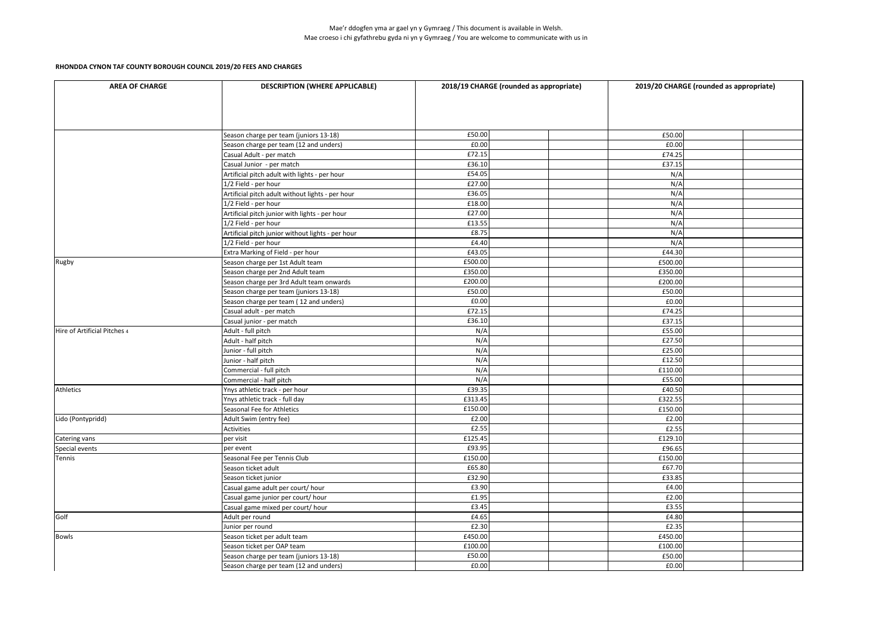Mae'r ddogfen yma ar gael yn y Gymraeg / This document is available in Welsh.
Mae croeso i chi gyfathrebu gyda ni yn y Gymraeg / You are welcome to communicate with us in

**RHONDDA CYNON TAF COUNTY BOROUGH COUNCIL 2019/20 FEES AND CHARGES**

| AREA OF CHARGE | DESCRIPTION (WHERE APPLICABLE) | 2018/19 CHARGE (rounded as appropriate) | | | 2019/20 CHARGE (rounded as appropriate) | | |
|---|---|---|---|---|---|---|---|
| | Season charge per team (juniors 13-18) | £50.00 | | | £50.00 | | |
| | Season charge per team (12 and unders) | £0.00 | | | £0.00 | | |
| | Casual Adult - per match | £72.15 | | | £74.25 | | |
| | Casual Junior - per match | £36.10 | | | £37.15 | | |
| | Artificial pitch adult with lights - per hour | £54.05 | | | N/A | | |
| | 1/2 Field - per hour | £27.00 | | | N/A | | |
| | Artificial pitch adult without lights - per hour | £36.05 | | | N/A | | |
| | 1/2 Field - per hour | £18.00 | | | N/A | | |
| | Artificial pitch junior with lights - per hour | £27.00 | | | N/A | | |
| | 1/2 Field - per hour | £13.55 | | | N/A | | |
| | Artificial pitch junior without lights - per hour | £8.75 | | | N/A | | |
| | 1/2 Field - per hour | £4.40 | | | N/A | | |
| | Extra Marking of Field - per hour | £43.05 | | | £44.30 | | |
| Rugby | Season charge per 1st Adult team | £500.00 | | | £500.00 | | |
| | Season charge per 2nd Adult team | £350.00 | | | £350.00 | | |
| | Season charge per 3rd Adult team onwards | £200.00 | | | £200.00 | | |
| | Season charge per team (juniors 13-18) | £50.00 | | | £50.00 | | |
| | Season charge per team ( 12 and unders) | £0.00 | | | £0.00 | | |
| | Casual adult - per match | £72.15 | | | £74.25 | | |
| | Casual junior - per match | £36.10 | | | £37.15 | | |
| Hire of Artificial Pitches 4 | Adult - full pitch | N/A | | | £55.00 | | |
| | Adult - half pitch | N/A | | | £27.50 | | |
| | Junior - full pitch | N/A | | | £25.00 | | |
| | Junior - half pitch | N/A | | | £12.50 | | |
| | Commercial - full pitch | N/A | | | £110.00 | | |
| | Commercial - half pitch | N/A | | | £55.00 | | |
| Athletics | Ynys athletic track - per hour | £39.35 | | | £40.50 | | |
| | Ynys athletic track - full day | £313.45 | | | £322.55 | | |
| | Seasonal Fee for Athletics | £150.00 | | | £150.00 | | |
| Lido (Pontypridd) | Adult Swim (entry fee) | £2.00 | | | £2.00 | | |
| | Activities | £2.55 | | | £2.55 | | |
| Catering vans | per visit | £125.45 | | | £129.10 | | |
| Special events | per event | £93.95 | | | £96.65 | | |
| Tennis | Seasonal Fee per Tennis Club | £150.00 | | | £150.00 | | |
| | Season ticket adult | £65.80 | | | £67.70 | | |
| | Season ticket junior | £32.90 | | | £33.85 | | |
| | Casual game adult per court/ hour | £3.90 | | | £4.00 | | |
| | Casual game junior per court/ hour | £1.95 | | | £2.00 | | |
| | Casual game mixed per court/ hour | £3.45 | | | £3.55 | | |
| Golf | Adult per round | £4.65 | | | £4.80 | | |
| | Junior per round | £2.30 | | | £2.35 | | |
| Bowls | Season ticket per adult team | £450.00 | | | £450.00 | | |
| | Season ticket per OAP team | £100.00 | | | £100.00 | | |
| | Season charge per team (juniors 13-18) | £50.00 | | | £50.00 | | |
| | Season charge per team (12 and unders) | £0.00 | | | £0.00 | | |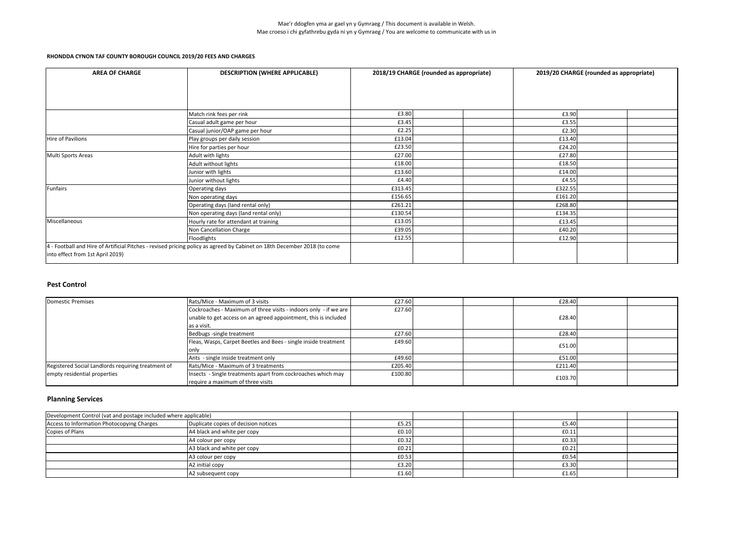Mae'r ddogfen yma ar gael yn y Gymraeg / This document is available in Welsh.
Mae croeso i chi gyfathrebu gyda ni yn y Gymraeg / You are welcome to communicate with us in

**RHONDDA CYNON TAF COUNTY BOROUGH COUNCIL 2019/20 FEES AND CHARGES**

| AREA OF CHARGE | DESCRIPTION (WHERE APPLICABLE) | 2018/19 CHARGE (rounded as appropriate) | | | 2019/20 CHARGE (rounded as appropriate) | | |
|---|---|---|---|---|---|---|---|
| | Match rink fees per rink | £3.80 | | | £3.90 | | |
| | Casual adult game per hour | £3.45 | | | £3.55 | | |
| | Casual junior/OAP game per hour | £2.25 | | | £2.30 | | |
| Hire of Pavilions | Play groups per daily session | £13.04 | | | £13.40 | | |
| | Hire for parties per hour | £23.50 | | | £24.20 | | |
| Multi Sports Areas | Adult with lights | £27.00 | | | £27.80 | | |
| | Adult without lights | £18.00 | | | £18.50 | | |
| | Junior with lights | £13.60 | | | £14.00 | | |
| | Junior without lights | £4.40 | | | £4.55 | | |
| Funfairs | Operating days | £313.45 | | | £322.55 | | |
| | Non operating days | £156.65 | | | £161.20 | | |
| | Operating days (land rental only) | £261.21 | | | £268.80 | | |
| | Non operating days (land rental only) | £130.54 | | | £134.35 | | |
| Miscellaneous | Hourly rate for attendant at training | £13.05 | | | £13.45 | | |
| | Non Cancellation Charge | £39.05 | | | £40.20 | | |
| | Floodlights | £12.55 | | | £12.90 | | |
| 4 - Football and Hire of Artificial Pitches - revised pricing policy as agreed by Cabinet on 18th December 2018 (to come into effect from 1st April 2019) | | | | | | | |

## Pest Control

| | | | | | | | |
|---|---|---|---|---|---|---|---|
| Domestic Premises | Rats/Mice - Maximum of 3 visits | £27.60 | | | £28.40 | | |
| | Cockroaches - Maximum of three visits - indoors only - if we are unable to get access on an agreed appointment, this is included as a visit. | £27.60 | | | £28.40 | | |
| | Bedbugs -single treatment | £27.60 | | | £28.40 | | |
| | Fleas, Wasps, Carpet Beetles and Bees - single inside treatment only | £49.60 | | | £51.00 | | |
| | Ants - single inside treatment only | £49.60 | | | £51.00 | | |
| Registered Social Landlords requiring treatment of empty residential properties | Rats/Mice - Maximum of 3 treatments | £205.40 | | | £211.40 | | |
| | Insects - Single treatments apart from cockroaches which may require a maximum of three visits | £100.80 | | | £103.70 | | |

## Planning Services

| | | | | | | | |
|---|---|---|---|---|---|---|---|
| Development Control (vat and postage included where applicable) | | | | | | | |
| Access to Information Photocopying Charges | Duplicate copies of decision notices | £5.25 | | | £5.40 | | |
| Copies of Plans | A4 black and white per copy | £0.10 | | | £0.11 | | |
| | A4 colour per copy | £0.32 | | | £0.33 | | |
| | A3 black and white per copy | £0.21 | | | £0.21 | | |
| | A3 colour per copy | £0.53 | | | £0.54 | | |
| | A2 initial copy | £3.20 | | | £3.30 | | |
| | A2 subsequent copy | £1.60 | | | £1.65 | | |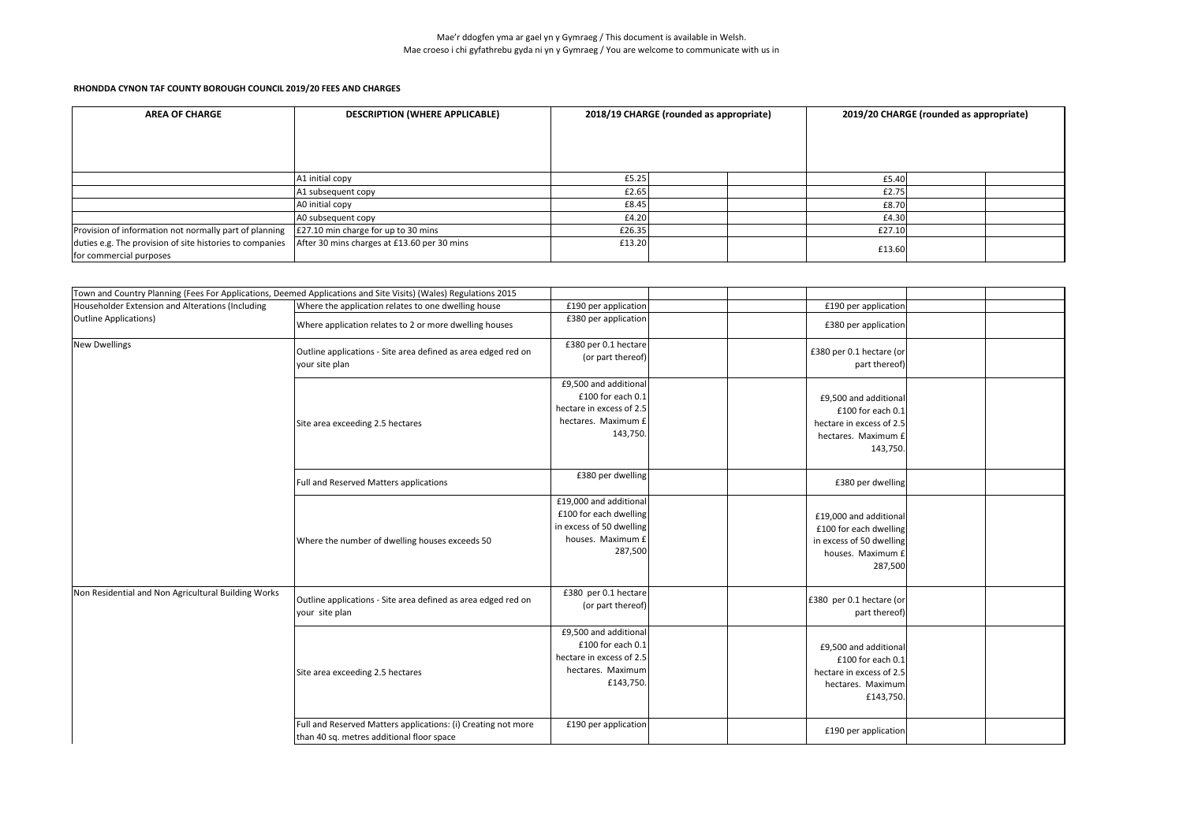Mae'r ddogfen yma ar gael yn y Gymraeg / This document is available in Welsh.
Mae croeso i chi gyfathrebu gyda ni yn y Gymraeg / You are welcome to communicate with us in

**RHONDDA CYNON TAF COUNTY BOROUGH COUNCIL 2019/20 FEES AND CHARGES**

| AREA OF CHARGE | DESCRIPTION (WHERE APPLICABLE) | 2018/19 CHARGE (rounded as appropriate) | | | 2019/20 CHARGE (rounded as appropriate) | | |
|---|---|---|---|---|---|---|---|
| | A1 initial copy | £5.25 | | | £5.40 | | |
| | A1 subsequent copy | £2.65 | | | £2.75 | | |
| | A0 initial copy | £8.45 | | | £8.70 | | |
| | A0 subsequent copy | £4.20 | | | £4.30 | | |
| Provision of information not normally part of planning duties e.g. The provision of site histories to companies for commercial purposes | £27.10 min charge for up to 30 mins | £26.35 | | | £27.10 | | |
| | After 30 mins charges at £13.60 per 30 mins | £13.20 | | | £13.60 | | |

| Town and Country Planning (Fees For Applications, Deemed Applications and Site Visits) (Wales) Regulations 2015 | | | | | | | |
|---|---|---|---|---|---|---|---|
| Householder Extension and Alterations (Including Outline Applications) | Where the application relates to one dwelling house | £190 per application | | | £190 per application | | |
| | Where application relates to 2 or more dwelling houses | £380 per application | | | £380 per application | | |
| New Dwellings | Outline applications - Site area defined as area edged red on your site plan | £380 per 0.1 hectare (or part thereof) | | | £380 per 0.1 hectare (or part thereof) | | |
| | Site area exceeding 2.5 hectares | £9,500 and additional £100 for each 0.1 hectare in excess of 2.5 hectares. Maximum £ 143,750. | | | £9,500 and additional £100 for each 0.1 hectare in excess of 2.5 hectares. Maximum £ 143,750. | | |
| | Full and Reserved Matters applications | £380 per dwelling | | | £380 per dwelling | | |
| | Where the number of dwelling houses exceeds 50 | £19,000 and additional £100 for each dwelling in excess of 50 dwelling houses. Maximum £ 287,500 | | | £19,000 and additional £100 for each dwelling in excess of 50 dwelling houses. Maximum £ 287,500 | | |
| Non Residential and Non Agricultural Building Works | Outline applications - Site area defined as area edged red on your site plan | £380 per 0.1 hectare (or part thereof) | | | £380 per 0.1 hectare (or part thereof) | | |
| | Site area exceeding 2.5 hectares | £9,500 and additional £100 for each 0.1 hectare in excess of 2.5 hectares. Maximum £143,750. | | | £9,500 and additional £100 for each 0.1 hectare in excess of 2.5 hectares. Maximum £143,750. | | |
| | Full and Reserved Matters applications: (i) Creating not more than 40 sq. metres additional floor space | £190 per application | | | £190 per application | | |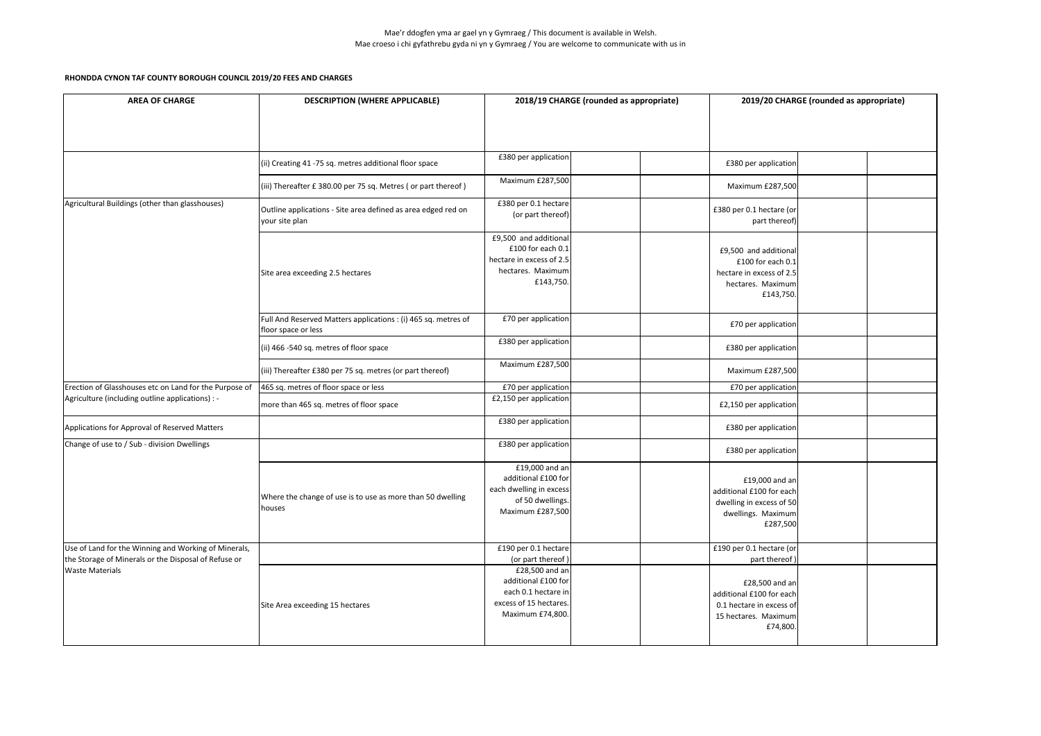Mae'r ddogfen yma ar gael yn y Gymraeg / This document is available in Welsh.
Mae croeso i chi gyfathrebu gyda ni yn y Gymraeg / You are welcome to communicate with us in

**RHONDDA CYNON TAF COUNTY BOROUGH COUNCIL 2019/20 FEES AND CHARGES**

| AREA OF CHARGE | DESCRIPTION (WHERE APPLICABLE) | 2018/19 CHARGE (rounded as appropriate) | | | 2019/20 CHARGE (rounded as appropriate) | | |
|---|---|---|---|---|---|---|---|
| | (ii) Creating 41 -75 sq. metres additional floor space | £380 per application | | | £380 per application | | |
| | (iii) Thereafter £ 380.00 per 75 sq. Metres ( or part thereof ) | Maximum £287,500 | | | Maximum £287,500 | | |
| Agricultural Buildings (other than glasshouses) | Outline applications - Site area defined as area edged red on your site plan | £380 per 0.1 hectare (or part thereof) | | | £380 per 0.1 hectare (or part thereof) | | |
| | Site area exceeding 2.5 hectares | £9,500 and additional £100 for each 0.1 hectare in excess of 2.5 hectares. Maximum £143,750. | | | £9,500 and additional £100 for each 0.1 hectare in excess of 2.5 hectares. Maximum £143,750. | | |
| | Full And Reserved Matters applications : (i) 465 sq. metres of floor space or less | £70 per application | | | £70 per application | | |
| | (ii) 466 -540 sq. metres of floor space | £380 per application | | | £380 per application | | |
| | (iii) Thereafter £380 per 75 sq. metres (or part thereof) | Maximum £287,500 | | | Maximum £287,500 | | |
| Erection of Glasshouses etc on Land for the Purpose of Agriculture (including outline applications) : - | 465 sq. metres of floor space or less | £70 per application | | | £70 per application | | |
| | more than 465 sq. metres of floor space | £2,150 per application | | | £2,150 per application | | |
| Applications for Approval of Reserved Matters | | £380 per application | | | £380 per application | | |
| Change of use to / Sub - division Dwellings | | £380 per application | | | £380 per application | | |
| | Where the change of use is to use as more than 50 dwelling houses | £19,000 and an additional £100 for each dwelling in excess of 50 dwellings. Maximum £287,500 | | | £19,000 and an additional £100 for each dwelling in excess of 50 dwellings. Maximum £287,500 | | |
| Use of Land for the Winning and Working of Minerals, the Storage of Minerals or the Disposal of Refuse or Waste Materials | | £190 per 0.1 hectare (or part thereof ) | | | £190 per 0.1 hectare (or part thereof ) | | |
| | Site Area exceeding 15 hectares | £28,500 and an additional £100 for each 0.1 hectare in excess of 15 hectares. Maximum £74,800. | | | £28,500 and an additional £100 for each 0.1 hectare in excess of 15 hectares. Maximum £74,800. | | |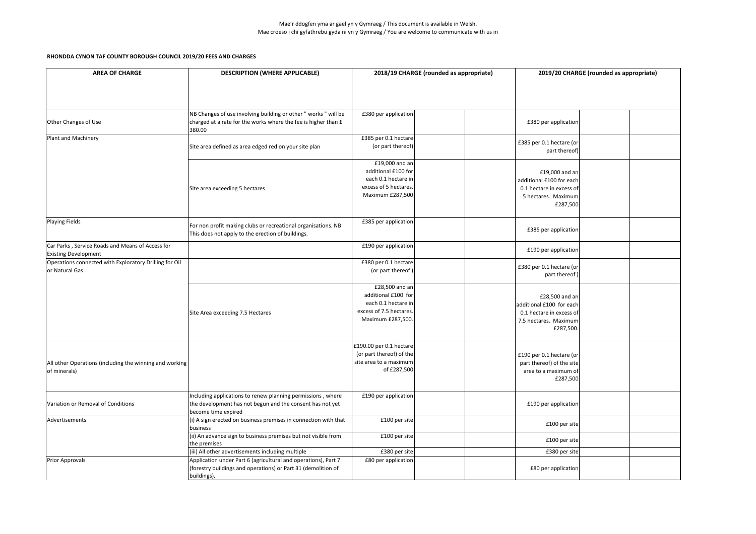Mae'r ddogfen yma ar gael yn y Gymraeg / This document is available in Welsh.
Mae croeso i chi gyfathrebu gyda ni yn y Gymraeg / You are welcome to communicate with us in

**RHONDDA CYNON TAF COUNTY BOROUGH COUNCIL 2019/20 FEES AND CHARGES**

| AREA OF CHARGE | DESCRIPTION (WHERE APPLICABLE) | 2018/19 CHARGE (rounded as appropriate) | | | 2019/20 CHARGE (rounded as appropriate) | | |
|---|---|---|---|---|---|---|---|
| Other Changes of Use | NB Changes of use involving building or other " works " will be charged at a rate for the works where the fee is higher than £ 380.00 | £380 per application | | | £380 per application | | |
| Plant and Machinery | Site area defined as area edged red on your site plan | £385 per 0.1 hectare (or part thereof) | | | £385 per 0.1 hectare (or part thereof) | | |
| | Site area exceeding 5 hectares | £19,000 and an additional £100 for each 0.1 hectare in excess of 5 hectares. Maximum £287,500 | | | £19,000 and an additional £100 for each 0.1 hectare in excess of 5 hectares. Maximum £287,500 | | |
| Playing Fields | For non profit making clubs or recreational organisations. NB This does not apply to the erection of buildings. | £385 per application | | | £385 per application | | |
| Car Parks , Service Roads and Means of Access for Existing Development | | £190 per application | | | £190 per application | | |
| Operations connected with Exploratory Drilling for Oil or Natural Gas | | £380 per 0.1 hectare (or part thereof ) | | | £380 per 0.1 hectare (or part thereof ) | | |
| | Site Area exceeding 7.5 Hectares | £28,500 and an additional £100 for each 0.1 hectare in excess of 7.5 hectares. Maximum £287,500. | | | £28,500 and an additional £100 for each 0.1 hectare in excess of 7.5 hectares. Maximum £287,500. | | |
| All other Operations (including the winning and working of minerals) | | £190.00 per 0.1 hectare (or part thereof) of the site area to a maximum of £287,500 | | | £190 per 0.1 hectare (or part thereof) of the site area to a maximum of £287,500 | | |
| Variation or Removal of Conditions | Including applications to renew planning permissions , where the development has not begun and the consent has not yet become time expired | £190 per application | | | £190 per application | | |
| Advertisements | (i) A sign erected on business premises in connection with that business | £100 per site | | | £100 per site | | |
| | (ii) An advance sign to business premises but not visible from the premises | £100 per site | | | £100 per site | | |
| | (iii) All other advertisements including multiple | £380 per site | | | £380 per site | | |
| Prior Approvals | Application under Part 6 (agricultural and operations), Part 7 (forestry buildings and operations) or Part 31 (demolition of buildings). | £80 per application | | | £80 per application | | |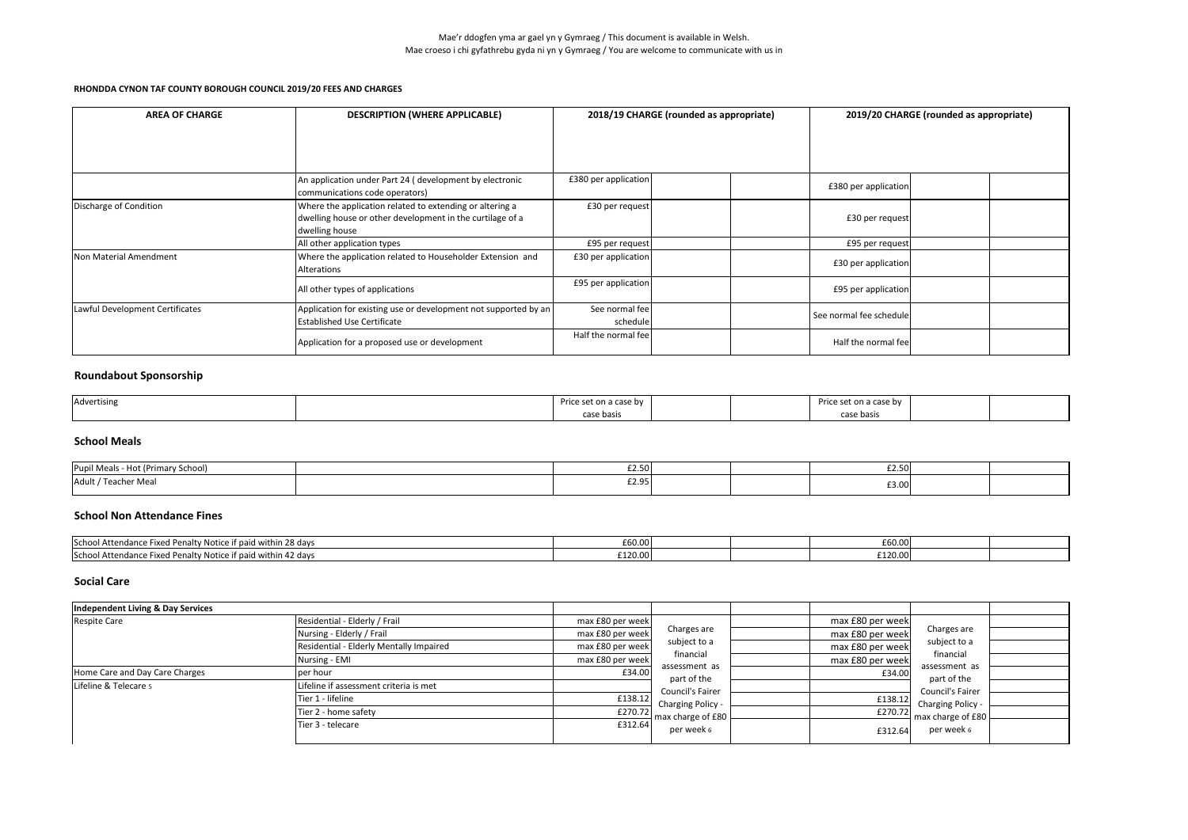Mae'r ddogfen yma ar gael yn y Gymraeg / This document is available in Welsh.
Mae croeso i chi gyfathrebu gyda ni yn y Gymraeg / You are welcome to communicate with us in

**RHONDDA CYNON TAF COUNTY BOROUGH COUNCIL 2019/20 FEES AND CHARGES**

| AREA OF CHARGE | DESCRIPTION (WHERE APPLICABLE) | 2018/19 CHARGE (rounded as appropriate) | | | 2019/20 CHARGE (rounded as appropriate) | | |
|---|---|---|---|---|---|---|---|
| | An application under Part 24 ( development by electronic communications code operators) | £380 per application | | | £380 per application | | |
| Discharge of Condition | Where the application related to extending or altering a dwelling house or other development in the curtilage of a dwelling house | £30 per request | | | £30 per request | | |
| | All other application types | £95 per request | | | £95 per request | | |
| Non Material Amendment | Where the application related to Householder Extension and Alterations | £30 per application | | | £30 per application | | |
| | All other types of applications | £95 per application | | | £95 per application | | |
| Lawful Development Certificates | Application for existing use or development not supported by an Established Use Certificate | See normal fee schedule | | | See normal fee schedule | | |
| | Application for a proposed use or development | Half the normal fee | | | Half the normal fee | | |

## Roundabout Sponsorship

| | | | | | | | |
|---|---|---|---|---|---|---|---|
| Advertising | | Price set on a case by case basis | | | Price set on a case by case basis | | |

## School Meals

| | | | | | | | |
|---|---|---|---|---|---|---|---|
| Pupil Meals - Hot (Primary School) | | £2.50 | | | £2.50 | | |
| Adult / Teacher Meal | | £2.95 | | | £3.00 | | |

## School Non Attendance Fines

| | | | | | | |
|---|---|---|---|---|---|---|
| School Attendance Fixed Penalty Notice if paid within 28 days | £60.00 | | | £60.00 | | |
| School Attendance Fixed Penalty Notice if paid within 42 days | £120.00 | | | £120.00 | | |

## Social Care

| | | | | | | | |
|---|---|---|---|---|---|---|---|
| **Independent Living & Day Services** | | | | | | | |
| Respite Care | Residential - Elderly / Frail | max £80 per week | Charges are subject to a financial assessment as part of the Council's Fairer Charging Policy - max charge of £80 per week 6 | | max £80 per week | Charges are subject to a financial assessment as part of the Council's Fairer Charging Policy - max charge of £80 per week 6 | |
| | Nursing - Elderly / Frail | max £80 per week | | | max £80 per week | | |
| | Residential - Elderly Mentally Impaired | max £80 per week | | | max £80 per week | | |
| | Nursing - EMI | max £80 per week | | | max £80 per week | | |
| Home Care and Day Care Charges | per hour | £34.00 | | | £34.00 | | |
| Lifeline & Telecare 5 | Lifeline if assessment criteria is met | | | | | | |
| | Tier 1 - lifeline | £138.12 | | | £138.12 | | |
| | Tier 2 - home safety | £270.72 | | | £270.72 | | |
| | Tier 3 - telecare | £312.64 | | | £312.64 | | |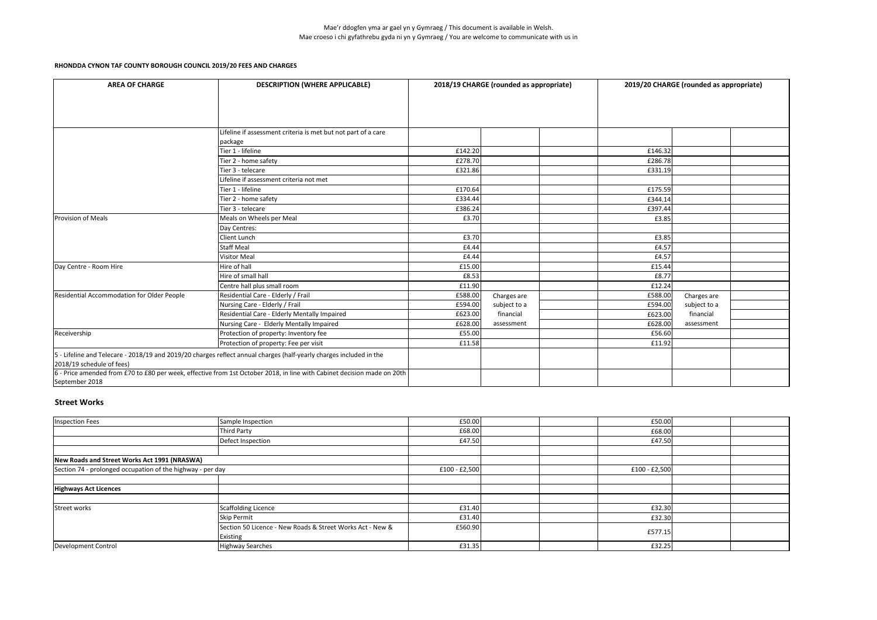Mae'r ddogfen yma ar gael yn y Gymraeg / This document is available in Welsh.
Mae croeso i chi gyfathrebu gyda ni yn y Gymraeg / You are welcome to communicate with us in

**RHONDDA CYNON TAF COUNTY BOROUGH COUNCIL 2019/20 FEES AND CHARGES**

| AREA OF CHARGE | DESCRIPTION (WHERE APPLICABLE) | 2018/19 CHARGE (rounded as appropriate) | | | 2019/20 CHARGE (rounded as appropriate) | | |
|---|---|---|---|---|---|---|---|
| | Lifeline if assessment criteria is met but not part of a care package | | | | | | |
| | Tier 1 - lifeline | £142.20 | | | £146.32 | | |
| | Tier 2 - home safety | £278.70 | | | £286.78 | | |
| | Tier 3 - telecare | £321.86 | | | £331.19 | | |
| | Lifeline if assessment criteria not met | | | | | | |
| | Tier 1 - lifeline | £170.64 | | | £175.59 | | |
| | Tier 2 - home safety | £334.44 | | | £344.14 | | |
| | Tier 3 - telecare | £386.24 | | | £397.44 | | |
| Provision of Meals | Meals on Wheels per Meal | £3.70 | | | £3.85 | | |
| | Day Centres: | | | | | | |
| | Client Lunch | £3.70 | | | £3.85 | | |
| | Staff Meal | £4.44 | | | £4.57 | | |
| | Visitor Meal | £4.44 | | | £4.57 | | |
| Day Centre - Room Hire | Hire of hall | £15.00 | | | £15.44 | | |
| | Hire of small hall | £8.53 | | | £8.77 | | |
| | Centre hall plus small room | £11.90 | | | £12.24 | | |
| Residential Accommodation for Older People | Residential Care - Elderly / Frail | £588.00 | Charges are subject to a financial assessment | | £588.00 | Charges are subject to a financial assessment | |
| | Nursing Care - Elderly / Frail | £594.00 | | | £594.00 | | |
| | Residential Care - Elderly Mentally Impaired | £623.00 | | | £623.00 | | |
| | Nursing Care - Elderly Mentally Impaired | £628.00 | | | £628.00 | | |
| Receivership | Protection of property: Inventory fee | £55.00 | | | £56.60 | | |
| | Protection of property: Fee per visit | £11.58 | | | £11.92 | | |
| 5 - Lifeline and Telecare - 2018/19 and 2019/20 charges reflect annual charges (half-yearly charges included in the 2018/19 schedule of fees) | | | | | | | |
| 6 - Price amended from £70 to £80 per week, effective from 1st October 2018, in line with Cabinet decision made on 20th September 2018 | | | | | | | |

## Street Works

| | | | | | | | |
|---|---|---|---|---|---|---|---|
| Inspection Fees | Sample Inspection | £50.00 | | | £50.00 | | |
| | Third Party | £68.00 | | | £68.00 | | |
| | Defect Inspection | £47.50 | | | £47.50 | | |
| | | | | | | | |
| **New Roads and Street Works Act 1991 (NRASWA)** | | | | | | | |
| Section 74 - prolonged occupation of the highway - per day | | £100 - £2,500 | | | £100 - £2,500 | | |
| | | | | | | | |
| **Highways Act Licences** | | | | | | | |
| | | | | | | | |
| Street works | Scaffolding Licence | £31.40 | | | £32.30 | | |
| | Skip Permit | £31.40 | | | £32.30 | | |
| | Section 50 Licence - New Roads & Street Works Act - New & Existing | £560.90 | | | £577.15 | | |
| Development Control | Highway Searches | £31.35 | | | £32.25 | | |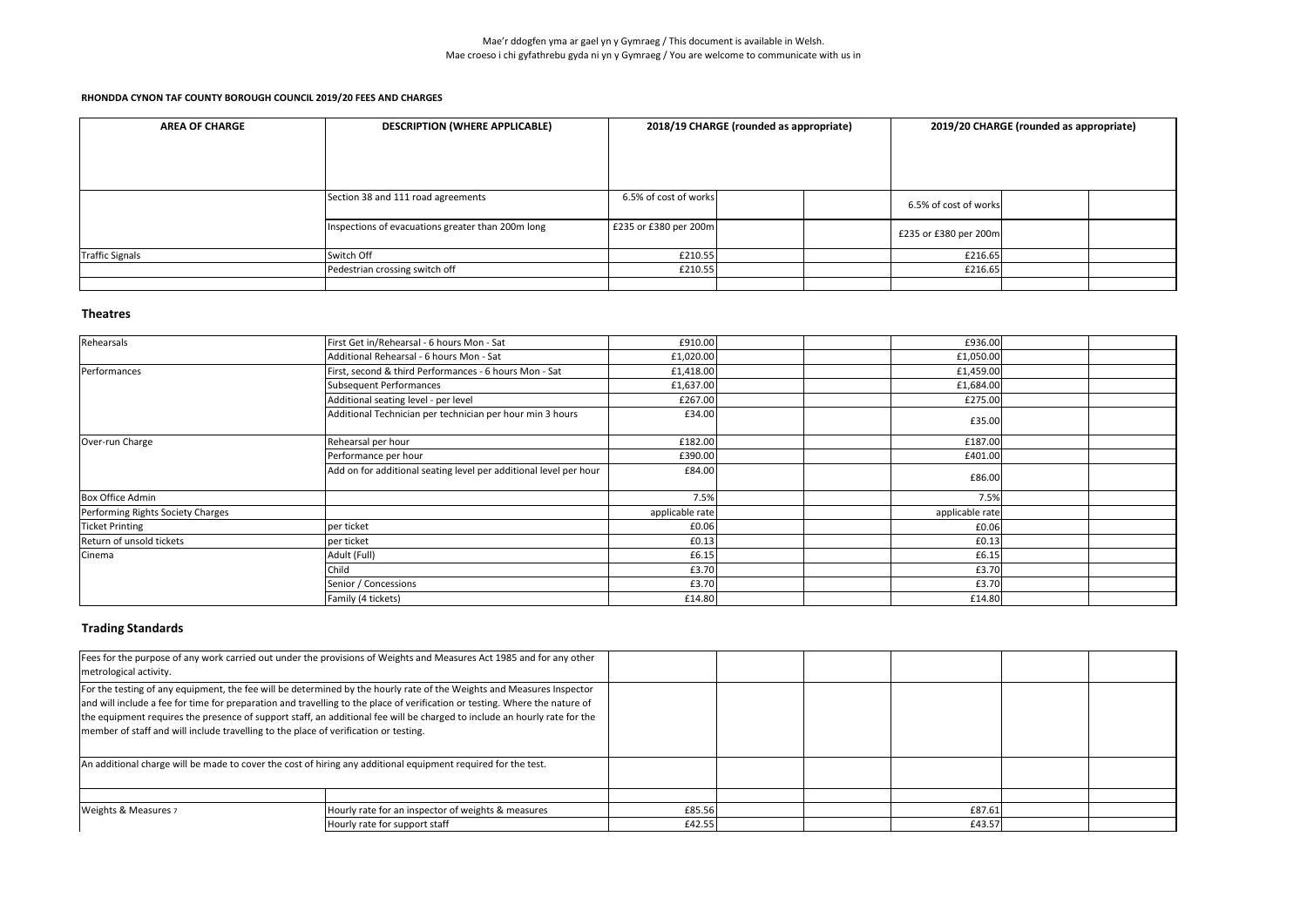Mae'r ddogfen yma ar gael yn y Gymraeg / This document is available in Welsh.
Mae croeso i chi gyfathrebu gyda ni yn y Gymraeg / You are welcome to communicate with us in

**RHONDDA CYNON TAF COUNTY BOROUGH COUNCIL 2019/20 FEES AND CHARGES**

| AREA OF CHARGE | DESCRIPTION (WHERE APPLICABLE) | 2018/19 CHARGE (rounded as appropriate) | | | 2019/20 CHARGE (rounded as appropriate) | | |
|---|---|---|---|---|---|---|---|
| | Section 38 and 111 road agreements | 6.5% of cost of works | | | 6.5% of cost of works | | |
| | Inspections of evacuations greater than 200m long | £235 or £380 per 200m | | | £235 or £380 per 200m | | |
| Traffic Signals | Switch Off | £210.55 | | | £216.65 | | |
| | Pedestrian crossing switch off | £210.55 | | | £216.65 | | |

## Theatres

| | | | | | | | |
|---|---|---|---|---|---|---|---|
| Rehearsals | First Get in/Rehearsal - 6 hours Mon - Sat | £910.00 | | | £936.00 | | |
| | Additional Rehearsal - 6 hours Mon - Sat | £1,020.00 | | | £1,050.00 | | |
| Performances | First, second & third Performances - 6 hours Mon - Sat | £1,418.00 | | | £1,459.00 | | |
| | Subsequent Performances | £1,637.00 | | | £1,684.00 | | |
| | Additional seating level - per level | £267.00 | | | £275.00 | | |
| | Additional Technician per technician per hour min 3 hours | £34.00 | | | £35.00 | | |
| Over-run Charge | Rehearsal per hour | £182.00 | | | £187.00 | | |
| | Performance per hour | £390.00 | | | £401.00 | | |
| | Add on for additional seating level per additional level per hour | £84.00 | | | £86.00 | | |
| Box Office Admin | | 7.5% | | | 7.5% | | |
| Performing Rights Society Charges | | applicable rate | | | applicable rate | | |
| Ticket Printing | per ticket | £0.06 | | | £0.06 | | |
| Return of unsold tickets | per ticket | £0.13 | | | £0.13 | | |
| Cinema | Adult (Full) | £6.15 | | | £6.15 | | |
| | Child | £3.70 | | | £3.70 | | |
| | Senior / Concessions | £3.70 | | | £3.70 | | |
| | Family (4 tickets) | £14.80 | | | £14.80 | | |

## Trading Standards

| | | | | | | | |
|---|---|---|---|---|---|---|---|
| Fees for the purpose of any work carried out under the provisions of Weights and Measures Act 1985 and for any other metrological activity. | | | | | | | |
| For the testing of any equipment, the fee will be determined by the hourly rate of the Weights and Measures Inspector and will include a fee for time for preparation and travelling to the place of verification or testing. Where the nature of the equipment requires the presence of support staff, an additional fee will be charged to include an hourly rate for the member of staff and will include travelling to the place of verification or testing. | | | | | | | |
| An additional charge will be made to cover the cost of hiring any additional equipment required for the test. | | | | | | | |
| | | | | | | | |
| Weights & Measures 7 | Hourly rate for an inspector of weights & measures | £85.56 | | | £87.61 | | |
| | Hourly rate for support staff | £42.55 | | | £43.57 | | |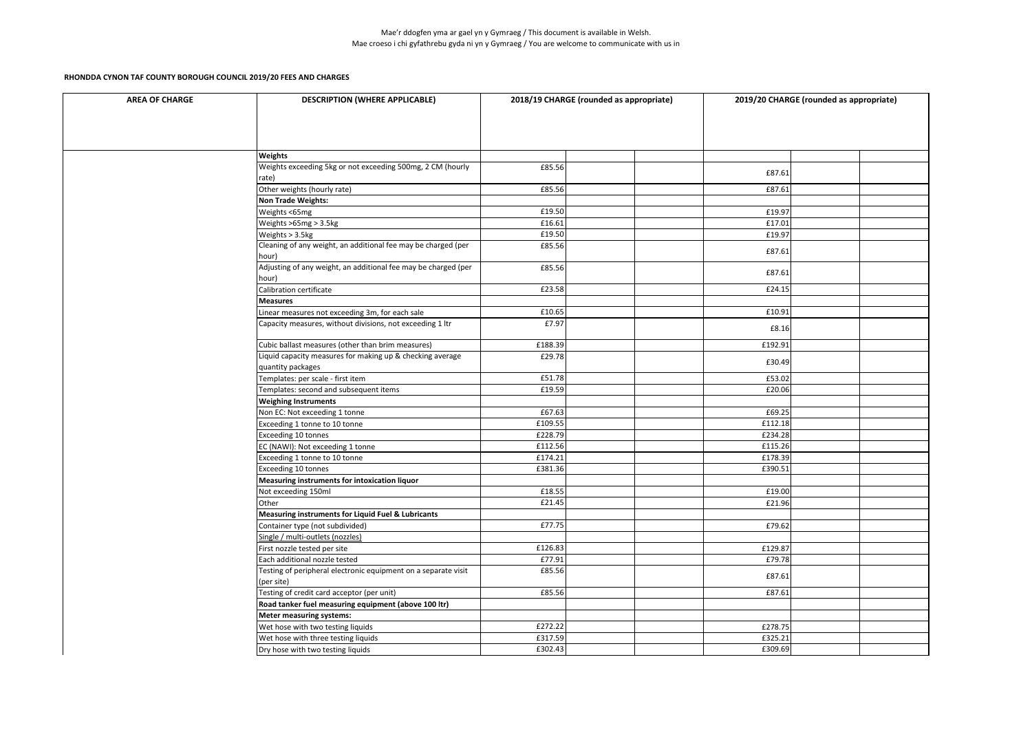Mae'r ddogfen yma ar gael yn y Gymraeg / This document is available in Welsh.
Mae croeso i chi gyfathrebu gyda ni yn y Gymraeg / You are welcome to communicate with us in

**RHONDDA CYNON TAF COUNTY BOROUGH COUNCIL 2019/20 FEES AND CHARGES**

| AREA OF CHARGE | DESCRIPTION (WHERE APPLICABLE) | 2018/19 CHARGE (rounded as appropriate) | | | 2019/20 CHARGE (rounded as appropriate) | | |
|---|---|---|---|---|---|---|---|
| | **Weights** | | | | | | |
| | Weights exceeding 5kg or not exceeding 500mg, 2 CM (hourly rate) | £85.56 | | | £87.61 | | |
| | Other weights (hourly rate) | £85.56 | | | £87.61 | | |
| | **Non Trade Weights:** | | | | | | |
| | Weights <65mg | £19.50 | | | £19.97 | | |
| | Weights >65mg > 3.5kg | £16.61 | | | £17.01 | | |
| | Weights > 3.5kg | £19.50 | | | £19.97 | | |
| | Cleaning of any weight, an additional fee may be charged (per hour) | £85.56 | | | £87.61 | | |
| | Adjusting of any weight, an additional fee may be charged (per hour) | £85.56 | | | £87.61 | | |
| | Calibration certificate | £23.58 | | | £24.15 | | |
| | **Measures** | | | | | | |
| | Linear measures not exceeding 3m, for each sale | £10.65 | | | £10.91 | | |
| | Capacity measures, without divisions, not exceeding 1 ltr | £7.97 | | | £8.16 | | |
| | Cubic ballast measures (other than brim measures) | £188.39 | | | £192.91 | | |
| | Liquid capacity measures for making up & checking average quantity packages | £29.78 | | | £30.49 | | |
| | Templates: per scale - first item | £51.78 | | | £53.02 | | |
| | Templates: second and subsequent items | £19.59 | | | £20.06 | | |
| | **Weighing Instruments** | | | | | | |
| | Non EC: Not exceeding 1 tonne | £67.63 | | | £69.25 | | |
| | Exceeding 1 tonne to 10 tonne | £109.55 | | | £112.18 | | |
| | Exceeding 10 tonnes | £228.79 | | | £234.28 | | |
| | EC (NAWI): Not exceeding 1 tonne | £112.56 | | | £115.26 | | |
| | Exceeding 1 tonne to 10 tonne | £174.21 | | | £178.39 | | |
| | Exceeding 10 tonnes | £381.36 | | | £390.51 | | |
| | **Measuring instruments for intoxication liquor** | | | | | | |
| | Not exceeding 150ml | £18.55 | | | £19.00 | | |
| | Other | £21.45 | | | £21.96 | | |
| | **Measuring instruments for Liquid Fuel & Lubricants** | | | | | | |
| | Container type (not subdivided) | £77.75 | | | £79.62 | | |
| | Single / multi-outlets (nozzles) | | | | | | |
| | First nozzle tested per site | £126.83 | | | £129.87 | | |
| | Each additional nozzle tested | £77.91 | | | £79.78 | | |
| | Testing of peripheral electronic equipment on a separate visit (per site) | £85.56 | | | £87.61 | | |
| | Testing of credit card acceptor (per unit) | £85.56 | | | £87.61 | | |
| | **Road tanker fuel measuring equipment (above 100 ltr)** | | | | | | |
| | **Meter measuring systems:** | | | | | | |
| | Wet hose with two testing liquids | £272.22 | | | £278.75 | | |
| | Wet hose with three testing liquids | £317.59 | | | £325.21 | | |
| | Dry hose with two testing liquids | £302.43 | | | £309.69 | | |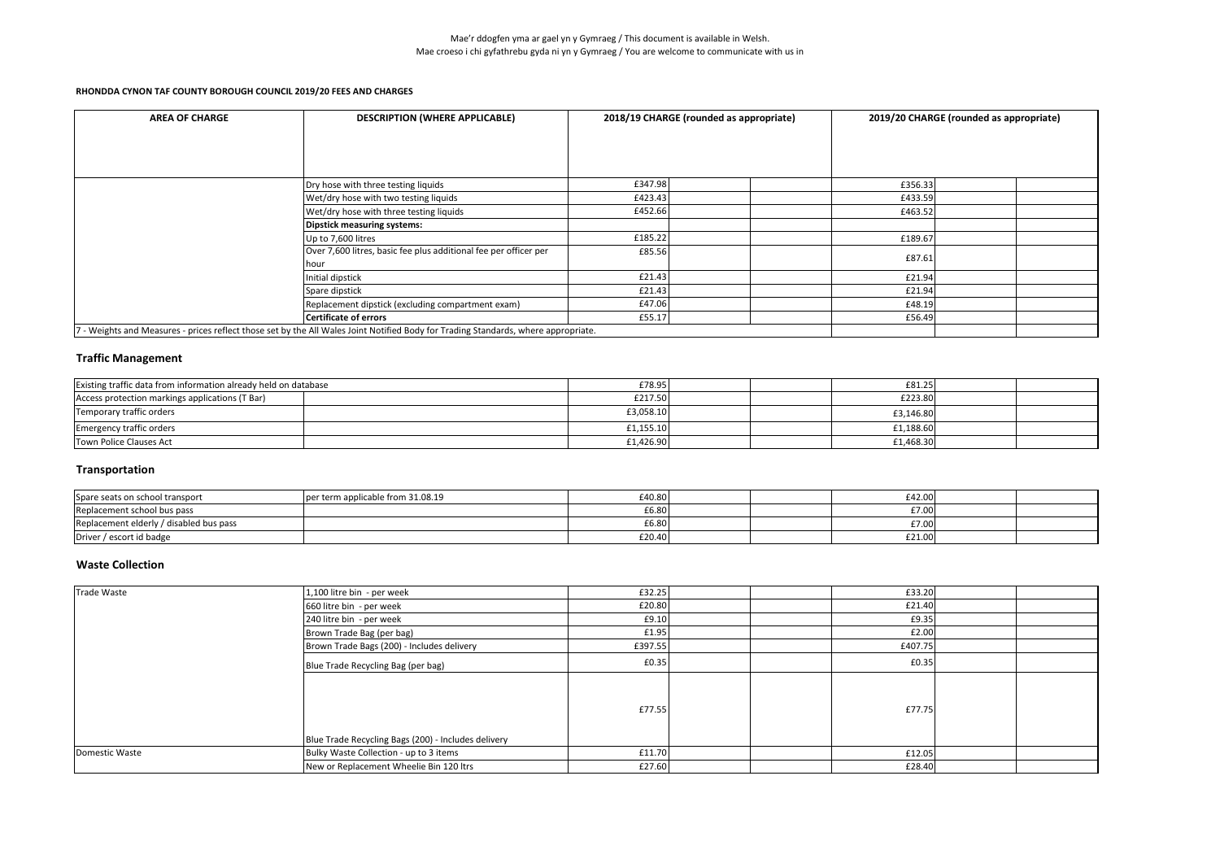Mae'r ddogfen yma ar gael yn y Gymraeg / This document is available in Welsh.
Mae croeso i chi gyfathrebu gyda ni yn y Gymraeg / You are welcome to communicate with us in

**RHONDDA CYNON TAF COUNTY BOROUGH COUNCIL 2019/20 FEES AND CHARGES**

| AREA OF CHARGE | DESCRIPTION (WHERE APPLICABLE) | 2018/19 CHARGE (rounded as appropriate) | | | 2019/20 CHARGE (rounded as appropriate) | | |
|---|---|---|---|---|---|---|---|
| | Dry hose with three testing liquids | £347.98 | | | £356.33 | | |
| | Wet/dry hose with two testing liquids | £423.43 | | | £433.59 | | |
| | Wet/dry hose with three testing liquids | £452.66 | | | £463.52 | | |
| | **Dipstick measuring systems:** | | | | | | |
| | Up to 7,600 litres | £185.22 | | | £189.67 | | |
| | Over 7,600 litres, basic fee plus additional fee per officer per hour | £85.56 | | | £87.61 | | |
| | Initial dipstick | £21.43 | | | £21.94 | | |
| | Spare dipstick | £21.43 | | | £21.94 | | |
| | Replacement dipstick (excluding compartment exam) | £47.06 | | | £48.19 | | |
| | **Certificate of errors** | £55.17 | | | £56.49 | | |
| 7 - Weights and Measures - prices reflect those set by the All Wales Joint Notified Body for Trading Standards, where appropriate. | | | | | | | |

## Traffic Management

| | | | | | | | |
|---|---|---|---|---|---|---|---|
| Existing traffic data from information already held on database | | £78.95 | | | £81.25 | | |
| Access protection markings applications (T Bar) | | £217.50 | | | £223.80 | | |
| Temporary traffic orders | | £3,058.10 | | | £3,146.80 | | |
| Emergency traffic orders | | £1,155.10 | | | £1,188.60 | | |
| Town Police Clauses Act | | £1,426.90 | | | £1,468.30 | | |

## Transportation

| | | | | | | | |
|---|---|---|---|---|---|---|---|
| Spare seats on school transport | per term applicable from 31.08.19 | £40.80 | | | £42.00 | | |
| Replacement school bus pass | | £6.80 | | | £7.00 | | |
| Replacement elderly / disabled bus pass | | £6.80 | | | £7.00 | | |
| Driver / escort id badge | | £20.40 | | | £21.00 | | |

## Waste Collection

| | | | | | | | |
|---|---|---|---|---|---|---|---|
| Trade Waste | 1,100 litre bin - per week | £32.25 | | | £33.20 | | |
| | 660 litre bin - per week | £20.80 | | | £21.40 | | |
| | 240 litre bin - per week | £9.10 | | | £9.35 | | |
| | Brown Trade Bag (per bag) | £1.95 | | | £2.00 | | |
| | Brown Trade Bags (200) - Includes delivery | £397.55 | | | £407.75 | | |
| | Blue Trade Recycling Bag (per bag) | £0.35 | | | £0.35 | | |
| | Blue Trade Recycling Bags (200) - Includes delivery | £77.55 | | | £77.75 | | |
| Domestic Waste | Bulky Waste Collection - up to 3 items | £11.70 | | | £12.05 | | |
| | New or Replacement Wheelie Bin 120 ltrs | £27.60 | | | £28.40 | | |